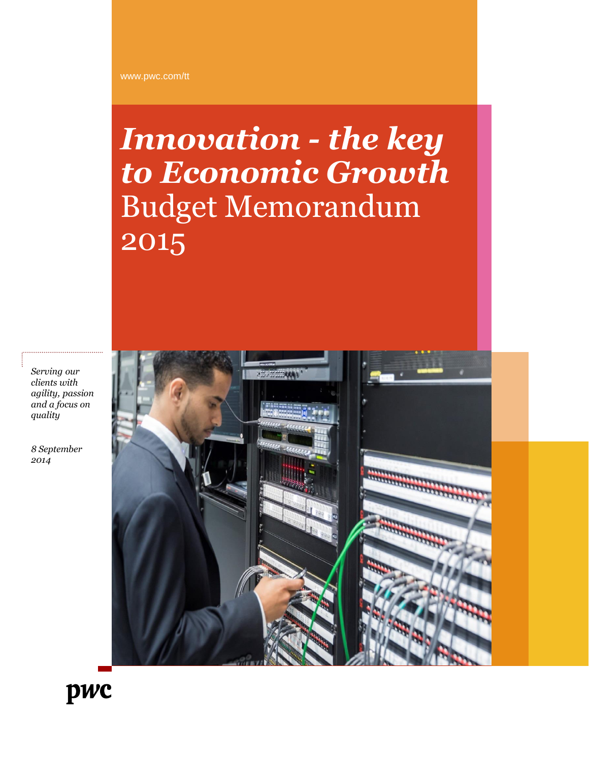www.pwc.com/tt

# *Innovation - the key to Economic Growth* Budget Memorandum 2015

*Serving our clients with agility, passion and a focus on quality*

*8 September 2014*

pwc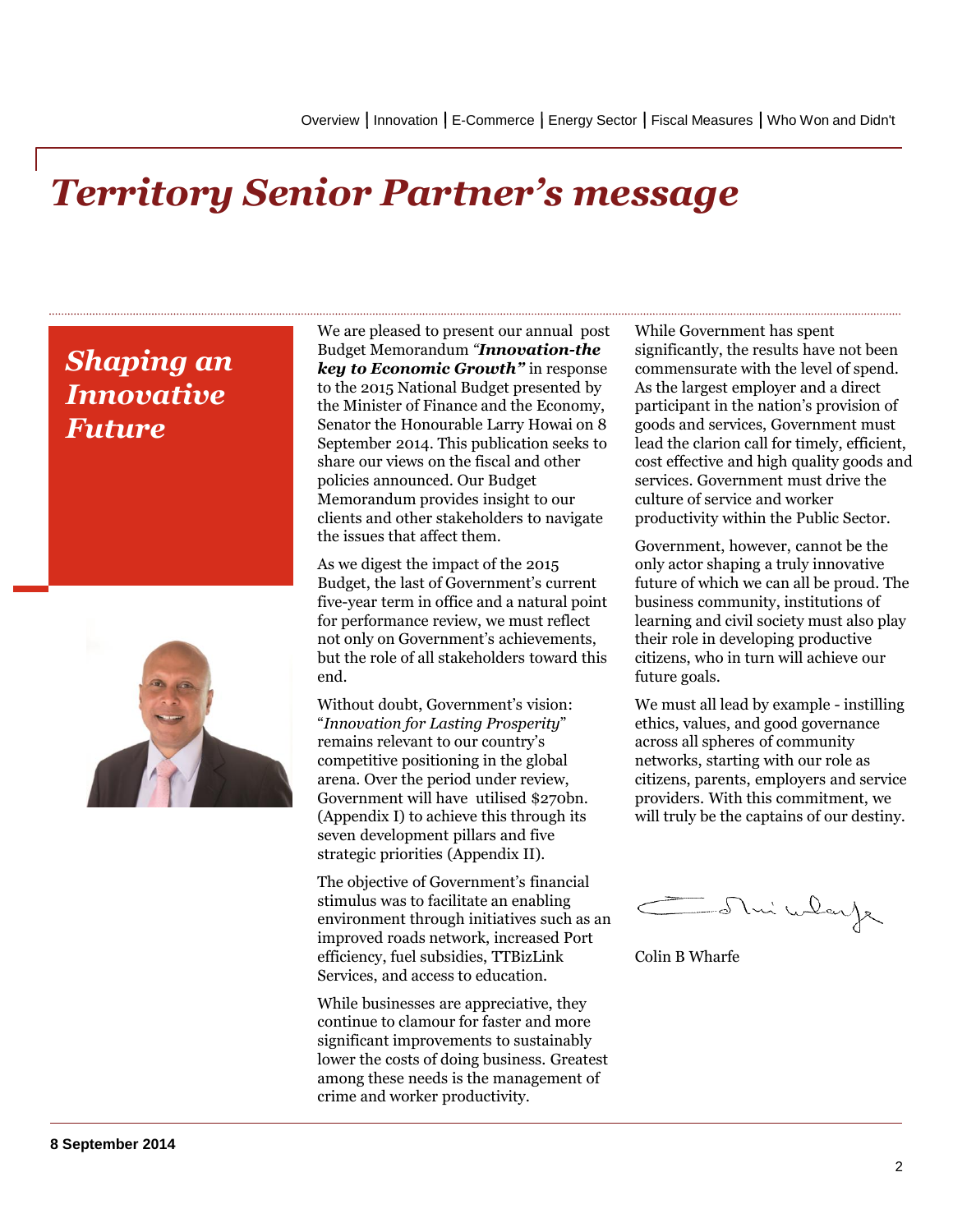# Territory Senior Partner's message

## *Shaping an Innovative Future*

We are pleased to present our annual post Budget Memorandum *"**Innovation-the key to Economic Growth**"* in response to the 2015 National Budget presented by the Minister of Finance and the Economy, Senator the Honourable Larry Howai on 8 September 2014. This publication seeks to share our views on the fiscal and other policies announced. Our Budget Memorandum provides insight to our clients and other stakeholders to navigate the issues that affect them.

As we digest the impact of the 2015 Budget, the last of Government's current five-year term in office and a natural point for performance review, we must reflect not only on Government's achievements, but the role of all stakeholders toward this end.

Without doubt, Government's vision: "*Innovation for Lasting Prosperity*" remains relevant to our country's competitive positioning in the global arena. Over the period under review, Government will have utilised $270bn. (Appendix I) to achieve this through its seven development pillars and five strategic priorities (Appendix II).

The objective of Government's financial stimulus was to facilitate an enabling environment through initiatives such as an improved roads network, increased Port efficiency, fuel subsidies, TTBizLink Services, and access to education.

While businesses are appreciative, they continue to clamour for faster and more significant improvements to sustainably lower the costs of doing business. Greatest among these needs is the management of crime and worker productivity.

While Government has spent significantly, the results have not been commensurate with the level of spend. As the largest employer and a direct participant in the nation's provision of goods and services, Government must lead the clarion call for timely, efficient, cost effective and high quality goods and services. Government must drive the culture of service and worker productivity within the Public Sector.

Government, however, cannot be the only actor shaping a truly innovative future of which we can all be proud. The business community, institutions of learning and civil society must also play their role in developing productive citizens, who in turn will achieve our future goals.

We must all lead by example - instilling ethics, values, and good governance across all spheres of community networks, starting with our role as citizens, parents, employers and service providers. With this commitment, we will truly be the captains of our destiny.

Colin B Wharfe

**8 September 2014**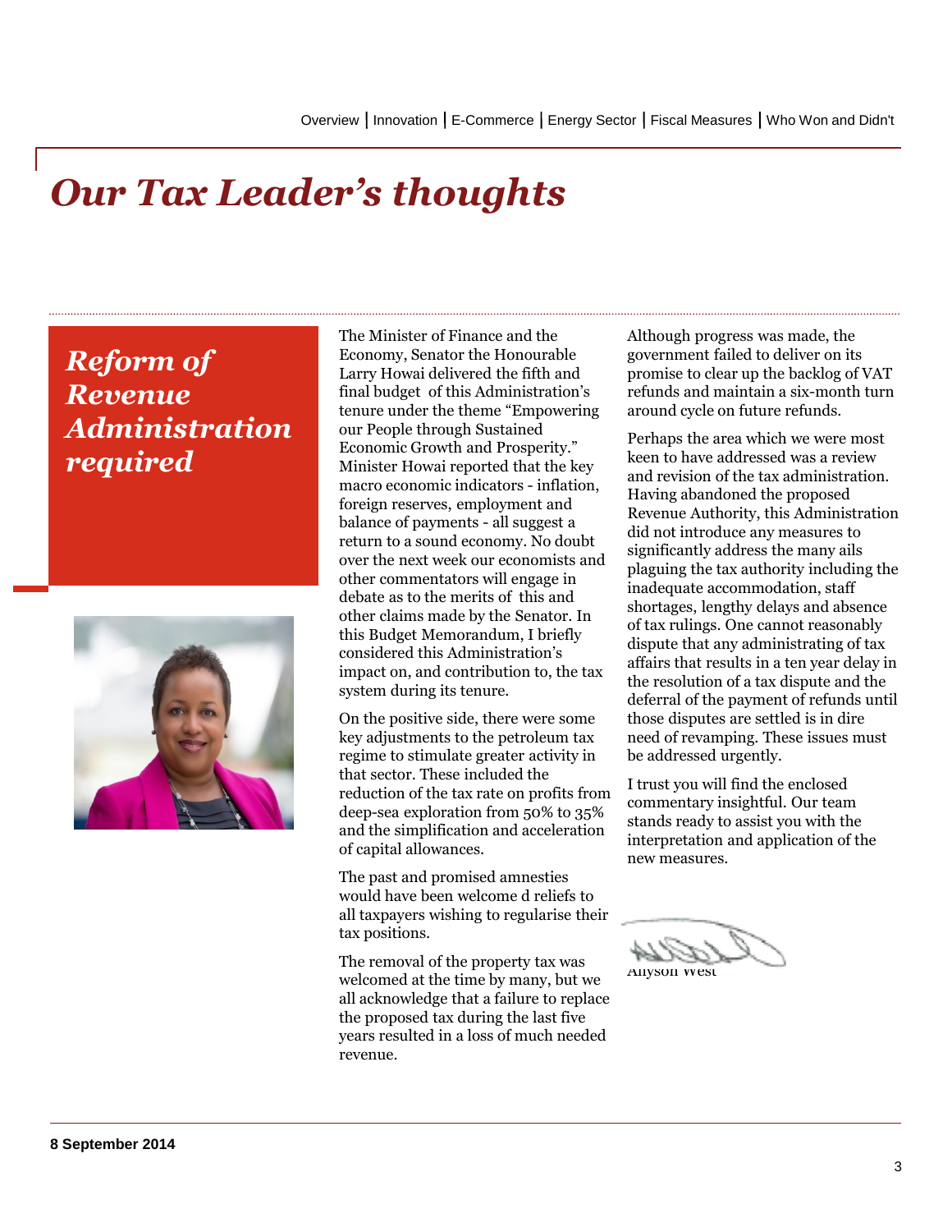# Our Tax Leader's thoughts

## Reform of Revenue Administration required

The Minister of Finance and the Economy, Senator the Honourable Larry Howai delivered the fifth and final budget of this Administration's tenure under the theme "Empowering our People through Sustained Economic Growth and Prosperity." Minister Howai reported that the key macro economic indicators - inflation, foreign reserves, employment and balance of payments - all suggest a return to a sound economy. No doubt over the next week our economists and other commentators will engage in debate as to the merits of this and other claims made by the Senator. In this Budget Memorandum, I briefly considered this Administration's impact on, and contribution to, the tax system during its tenure.

On the positive side, there were some key adjustments to the petroleum tax regime to stimulate greater activity in that sector. These included the reduction of the tax rate on profits from deep-sea exploration from 50% to 35% and the simplification and acceleration of capital allowances.

The past and promised amnesties would have been welcome d reliefs to all taxpayers wishing to regularise their tax positions.

The removal of the property tax was welcomed at the time by many, but we all acknowledge that a failure to replace the proposed tax during the last five years resulted in a loss of much needed revenue.

Although progress was made, the government failed to deliver on its promise to clear up the backlog of VAT refunds and maintain a six-month turn around cycle on future refunds.

Perhaps the area which we were most keen to have addressed was a review and revision of the tax administration. Having abandoned the proposed Revenue Authority, this Administration did not introduce any measures to significantly address the many ails plaguing the tax authority including the inadequate accommodation, staff shortages, lengthy delays and absence of tax rulings. One cannot reasonably dispute that any administrating of tax affairs that results in a ten year delay in the resolution of a tax dispute and the deferral of the payment of refunds until those disputes are settled is in dire need of revamping. These issues must be addressed urgently.

I trust you will find the enclosed commentary insightful. Our team stands ready to assist you with the interpretation and application of the new measures.

Allyson West

8 September 2014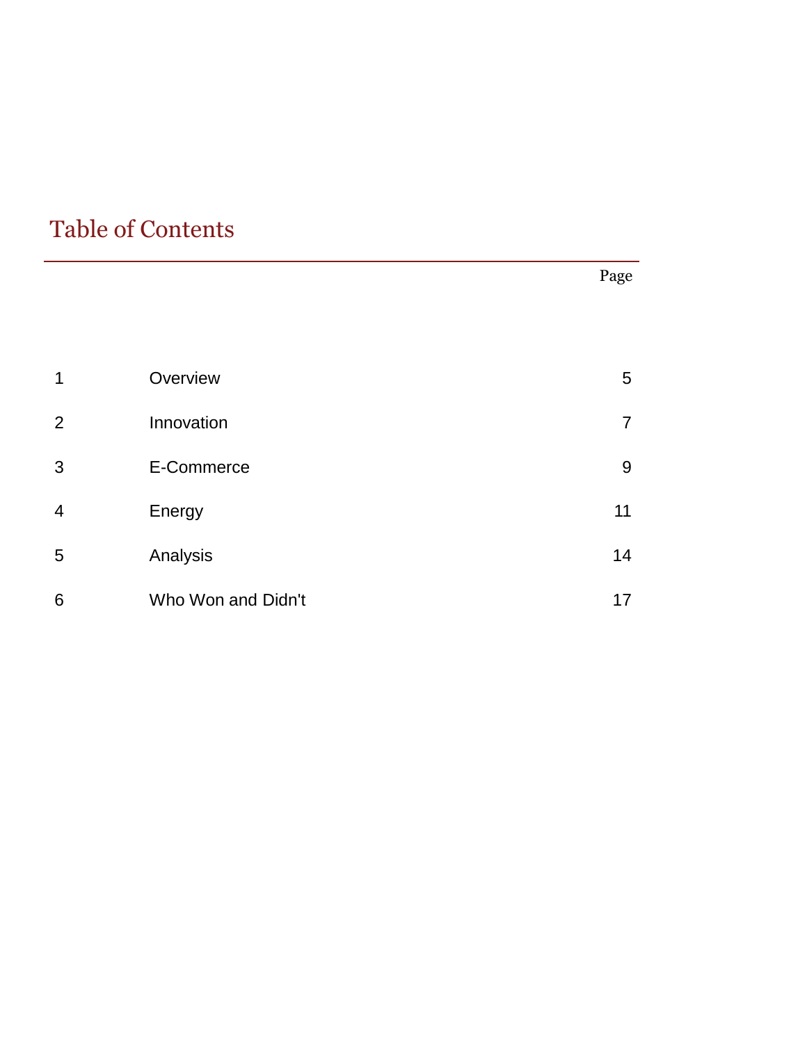# Table of Contents

| | | Page |
|---|---|---|
| 1 | Overview | 5 |
| 2 | Innovation | 7 |
| 3 | E-Commerce | 9 |
| 4 | Energy | 11 |
| 5 | Analysis | 14 |
| 6 | Who Won and Didn't | 17 |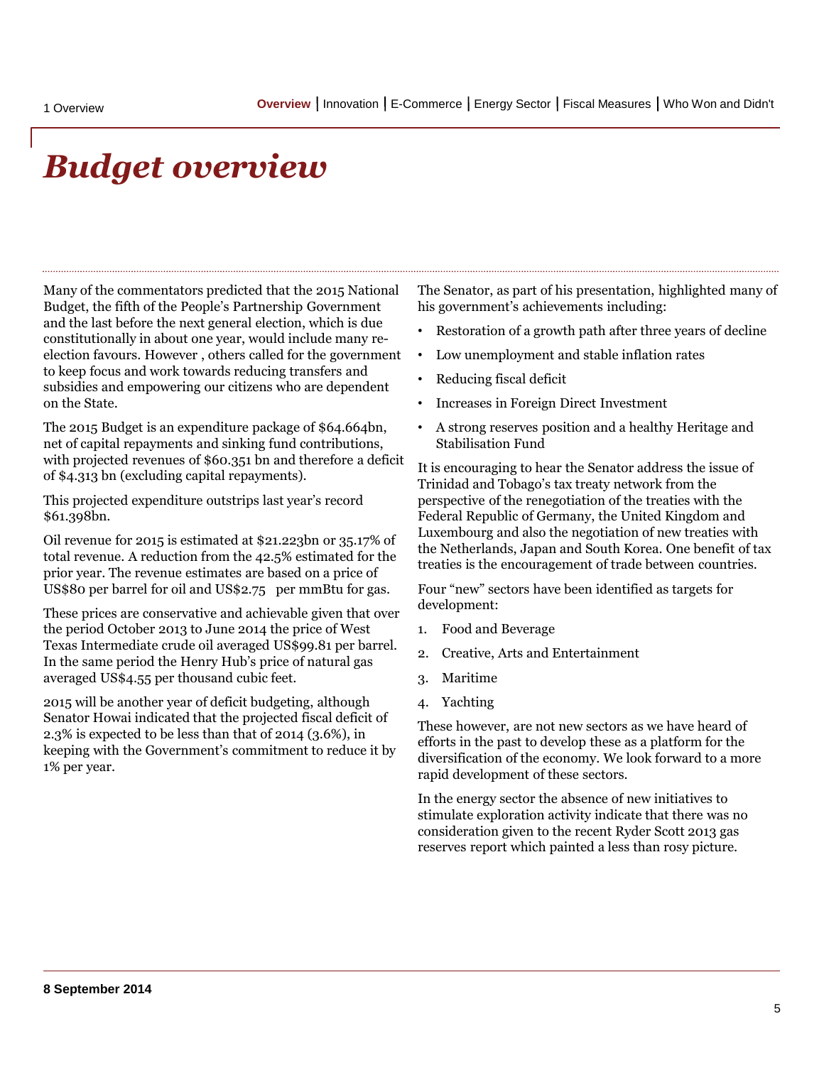# *Budget overview*

Many of the commentators predicted that the 2015 National Budget, the fifth of the People's Partnership Government and the last before the next general election, which is due constitutionally in about one year, would include many re-election favours. However , others called for the government to keep focus and work towards reducing transfers and subsidies and empowering our citizens who are dependent on the State.

The 2015 Budget is an expenditure package of $64.664bn, net of capital repayments and sinking fund contributions, with projected revenues of $60.351 bn and therefore a deficit of $4.313 bn (excluding capital repayments).

This projected expenditure outstrips last year's record $61.398bn.

Oil revenue for 2015 is estimated at $21.223bn or 35.17% of total revenue. A reduction from the 42.5% estimated for the prior year. The revenue estimates are based on a price of US$80 per barrel for oil and US$2.75 per mmBtu for gas.

These prices are conservative and achievable given that over the period October 2013 to June 2014 the price of West Texas Intermediate crude oil averaged US$99.81 per barrel. In the same period the Henry Hub's price of natural gas averaged US$4.55 per thousand cubic feet.

2015 will be another year of deficit budgeting, although Senator Howai indicated that the projected fiscal deficit of 2.3% is expected to be less than that of 2014 (3.6%), in keeping with the Government's commitment to reduce it by 1% per year.

The Senator, as part of his presentation, highlighted many of his government's achievements including:

- Restoration of a growth path after three years of decline
- Low unemployment and stable inflation rates
- Reducing fiscal deficit
- Increases in Foreign Direct Investment
- A strong reserves position and a healthy Heritage and Stabilisation Fund

It is encouraging to hear the Senator address the issue of Trinidad and Tobago's tax treaty network from the perspective of the renegotiation of the treaties with the Federal Republic of Germany, the United Kingdom and Luxembourg and also the negotiation of new treaties with the Netherlands, Japan and South Korea. One benefit of tax treaties is the encouragement of trade between countries.

Four "new" sectors have been identified as targets for development:

1. Food and Beverage
2. Creative, Arts and Entertainment
3. Maritime
4. Yachting

These however, are not new sectors as we have heard of efforts in the past to develop these as a platform for the diversification of the economy. We look forward to a more rapid development of these sectors.

In the energy sector the absence of new initiatives to stimulate exploration activity indicate that there was no consideration given to the recent Ryder Scott 2013 gas reserves report which painted a less than rosy picture.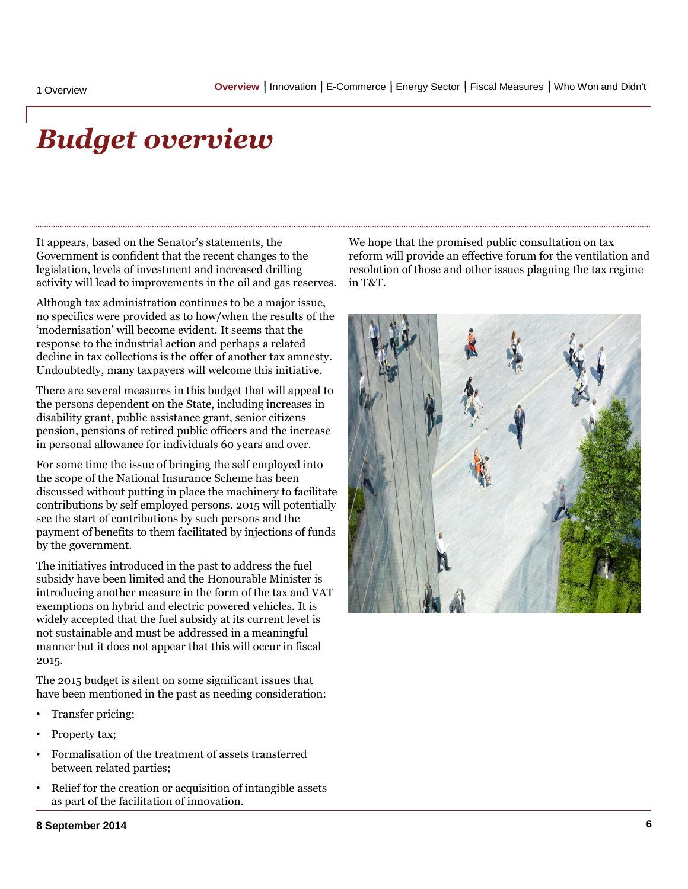# *Budget overview*

It appears, based on the Senator's statements, the Government is confident that the recent changes to the legislation, levels of investment and increased drilling activity will lead to improvements in the oil and gas reserves.

Although tax administration continues to be a major issue, no specifics were provided as to how/when the results of the 'modernisation' will become evident. It seems that the response to the industrial action and perhaps a related decline in tax collections is the offer of another tax amnesty. Undoubtedly, many taxpayers will welcome this initiative.

There are several measures in this budget that will appeal to the persons dependent on the State, including increases in disability grant, public assistance grant, senior citizens pension, pensions of retired public officers and the increase in personal allowance for individuals 60 years and over.

For some time the issue of bringing the self employed into the scope of the National Insurance Scheme has been discussed without putting in place the machinery to facilitate contributions by self employed persons. 2015 will potentially see the start of contributions by such persons and the payment of benefits to them facilitated by injections of funds by the government.

The initiatives introduced in the past to address the fuel subsidy have been limited and the Honourable Minister is introducing another measure in the form of the tax and VAT exemptions on hybrid and electric powered vehicles. It is widely accepted that the fuel subsidy at its current level is not sustainable and must be addressed in a meaningful manner but it does not appear that this will occur in fiscal 2015.

The 2015 budget is silent on some significant issues that have been mentioned in the past as needing consideration:

- Transfer pricing;
- Property tax;
- Formalisation of the treatment of assets transferred between related parties;
- Relief for the creation or acquisition of intangible assets as part of the facilitation of innovation.

We hope that the promised public consultation on tax reform will provide an effective forum for the ventilation and resolution of those and other issues plaguing the tax regime in T&T.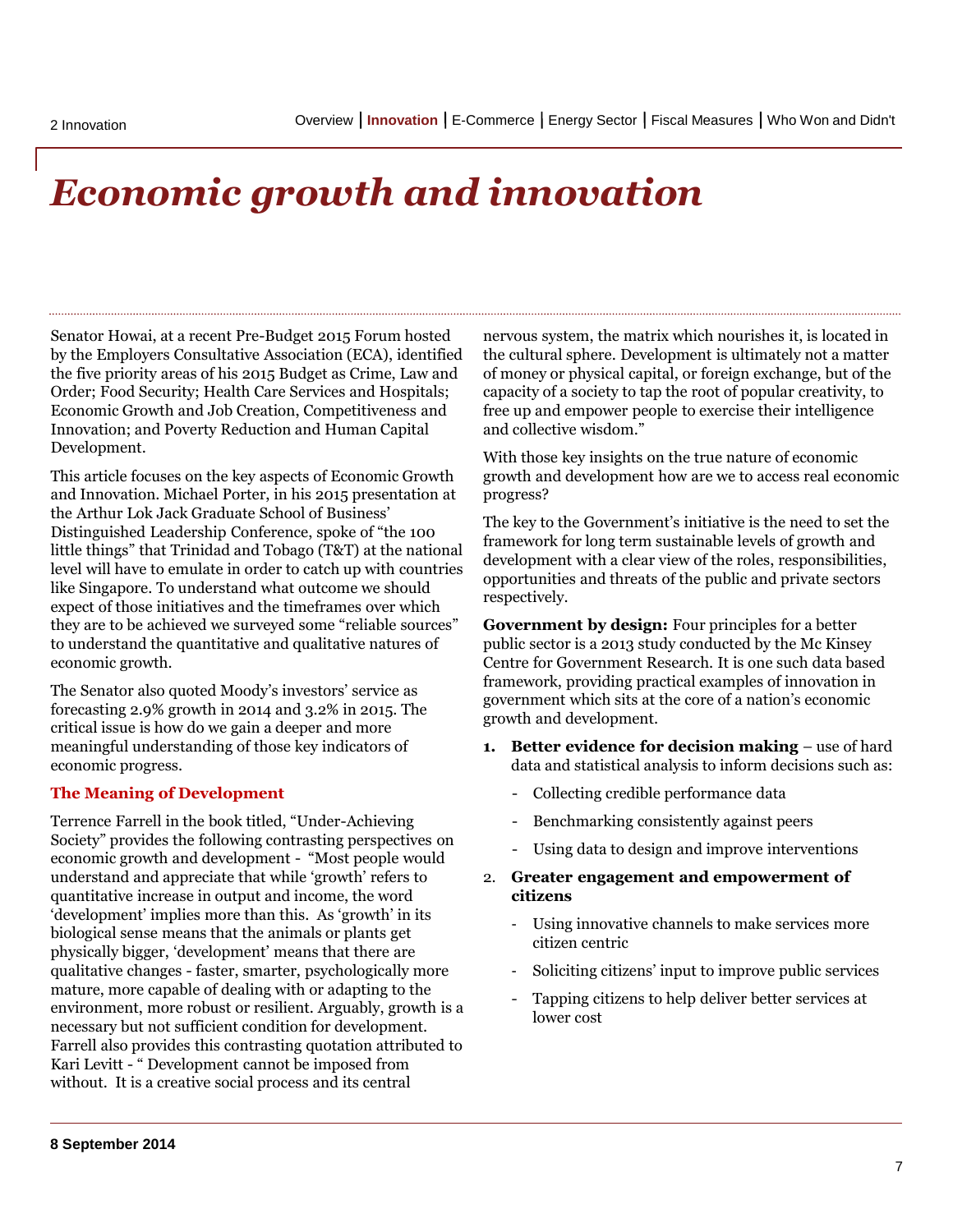# Economic growth and innovation

Senator Howai, at a recent Pre-Budget 2015 Forum hosted by the Employers Consultative Association (ECA), identified the five priority areas of his 2015 Budget as Crime, Law and Order; Food Security; Health Care Services and Hospitals; Economic Growth and Job Creation, Competitiveness and Innovation; and Poverty Reduction and Human Capital Development.

This article focuses on the key aspects of Economic Growth and Innovation. Michael Porter, in his 2015 presentation at the Arthur Lok Jack Graduate School of Business' Distinguished Leadership Conference, spoke of "the 100 little things" that Trinidad and Tobago (T&T) at the national level will have to emulate in order to catch up with countries like Singapore. To understand what outcome we should expect of those initiatives and the timeframes over which they are to be achieved we surveyed some "reliable sources" to understand the quantitative and qualitative natures of economic growth.

The Senator also quoted Moody's investors' service as forecasting 2.9% growth in 2014 and 3.2% in 2015. The critical issue is how do we gain a deeper and more meaningful understanding of those key indicators of economic progress.

## The Meaning of Development

Terrence Farrell in the book titled, "Under-Achieving Society" provides the following contrasting perspectives on economic growth and development - "Most people would understand and appreciate that while 'growth' refers to quantitative increase in output and income, the word 'development' implies more than this. As 'growth' in its biological sense means that the animals or plants get physically bigger, 'development' means that there are qualitative changes - faster, smarter, psychologically more mature, more capable of dealing with or adapting to the environment, more robust or resilient. Arguably, growth is a necessary but not sufficient condition for development. Farrell also provides this contrasting quotation attributed to Kari Levitt - " Development cannot be imposed from without. It is a creative social process and its central nervous system, the matrix which nourishes it, is located in the cultural sphere. Development is ultimately not a matter of money or physical capital, or foreign exchange, but of the capacity of a society to tap the root of popular creativity, to free up and empower people to exercise their intelligence and collective wisdom."

With those key insights on the true nature of economic growth and development how are we to access real economic progress?

The key to the Government's initiative is the need to set the framework for long term sustainable levels of growth and development with a clear view of the roles, responsibilities, opportunities and threats of the public and private sectors respectively.

**Government by design:** Four principles for a better public sector is a 2013 study conducted by the Mc Kinsey Centre for Government Research. It is one such data based framework, providing practical examples of innovation in government which sits at the core of a nation's economic growth and development.

1. **Better evidence for decision making** – use of hard data and statistical analysis to inform decisions such as:
   - Collecting credible performance data
   - Benchmarking consistently against peers
   - Using data to design and improve interventions
2. **Greater engagement and empowerment of citizens**
   - Using innovative channels to make services more citizen centric
   - Soliciting citizens' input to improve public services
   - Tapping citizens to help deliver better services at lower cost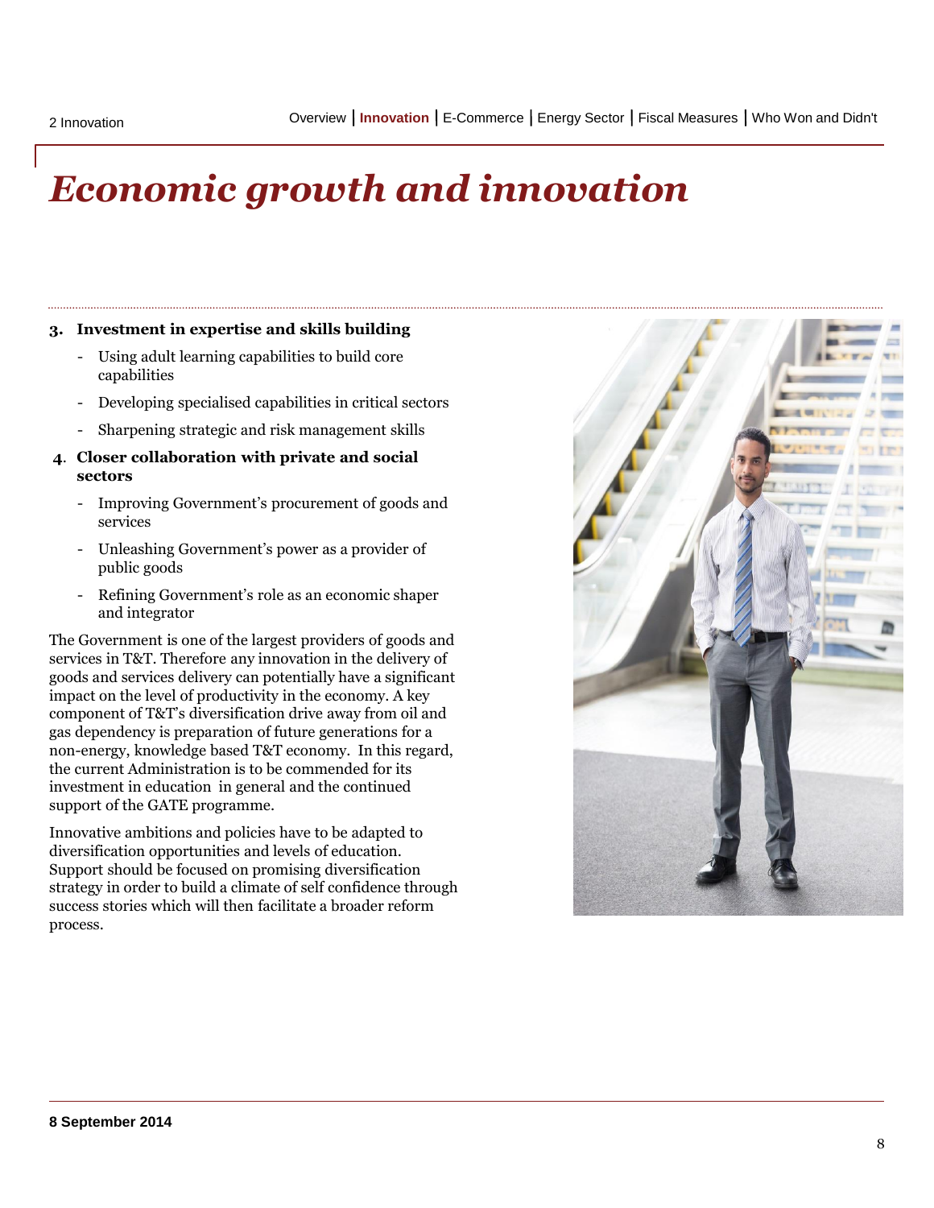# *Economic growth and innovation*

3. **Investment in expertise and skills building**
   - Using adult learning capabilities to build core capabilities
   - Developing specialised capabilities in critical sectors
   - Sharpening strategic and risk management skills
4. **Closer collaboration with private and social sectors**
   - Improving Government's procurement of goods and services
   - Unleashing Government's power as a provider of public goods
   - Refining Government's role as an economic shaper and integrator

The Government is one of the largest providers of goods and services in T&T. Therefore any innovation in the delivery of goods and services delivery can potentially have a significant impact on the level of productivity in the economy. A key component of T&T's diversification drive away from oil and gas dependency is preparation of future generations for a non-energy, knowledge based T&T economy. In this regard, the current Administration is to be commended for its investment in education in general and the continued support of the GATE programme.

Innovative ambitions and policies have to be adapted to diversification opportunities and levels of education. Support should be focused on promising diversification strategy in order to build a climate of self confidence through success stories which will then facilitate a broader reform process.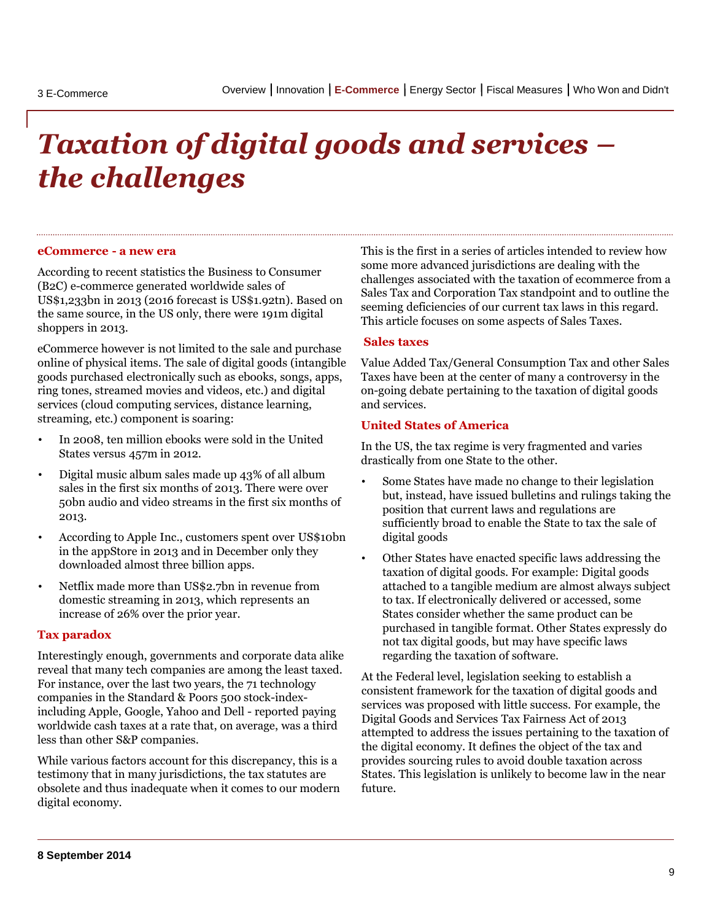# *Taxation of digital goods and services – the challenges*

## eCommerce - a new era

According to recent statistics the Business to Consumer (B2C) e-commerce generated worldwide sales of US$1,233bn in 2013 (2016 forecast is US$1.92tn). Based on the same source, in the US only, there were 191m digital shoppers in 2013.

eCommerce however is not limited to the sale and purchase online of physical items. The sale of digital goods (intangible goods purchased electronically such as ebooks, songs, apps, ring tones, streamed movies and videos, etc.) and digital services (cloud computing services, distance learning, streaming, etc.) component is soaring:

- In 2008, ten million ebooks were sold in the United States versus 457m in 2012.
- Digital music album sales made up 43% of all album sales in the first six months of 2013. There were over 50bn audio and video streams in the first six months of 2013.
- According to Apple Inc., customers spent over US$10bn in the appStore in 2013 and in December only they downloaded almost three billion apps.
- Netflix made more than US$2.7bn in revenue from domestic streaming in 2013, which represents an increase of 26% over the prior year.

## Tax paradox

Interestingly enough, governments and corporate data alike reveal that many tech companies are among the least taxed. For instance, over the last two years, the 71 technology companies in the Standard & Poors 500 stock-index- including Apple, Google, Yahoo and Dell - reported paying worldwide cash taxes at a rate that, on average, was a third less than other S&P companies.

While various factors account for this discrepancy, this is a testimony that in many jurisdictions, the tax statutes are obsolete and thus inadequate when it comes to our modern digital economy.

This is the first in a series of articles intended to review how some more advanced jurisdictions are dealing with the challenges associated with the taxation of ecommerce from a Sales Tax and Corporation Tax standpoint and to outline the seeming deficiencies of our current tax laws in this regard. This article focuses on some aspects of Sales Taxes.

## Sales taxes

Value Added Tax/General Consumption Tax and other Sales Taxes have been at the center of many a controversy in the on-going debate pertaining to the taxation of digital goods and services.

## United States of America

In the US, the tax regime is very fragmented and varies drastically from one State to the other.

- Some States have made no change to their legislation but, instead, have issued bulletins and rulings taking the position that current laws and regulations are sufficiently broad to enable the State to tax the sale of digital goods
- Other States have enacted specific laws addressing the taxation of digital goods. For example: Digital goods attached to a tangible medium are almost always subject to tax. If electronically delivered or accessed, some States consider whether the same product can be purchased in tangible format. Other States expressly do not tax digital goods, but may have specific laws regarding the taxation of software.

At the Federal level, legislation seeking to establish a consistent framework for the taxation of digital goods and services was proposed with little success. For example, the Digital Goods and Services Tax Fairness Act of 2013 attempted to address the issues pertaining to the taxation of the digital economy. It defines the object of the tax and provides sourcing rules to avoid double taxation across States. This legislation is unlikely to become law in the near future.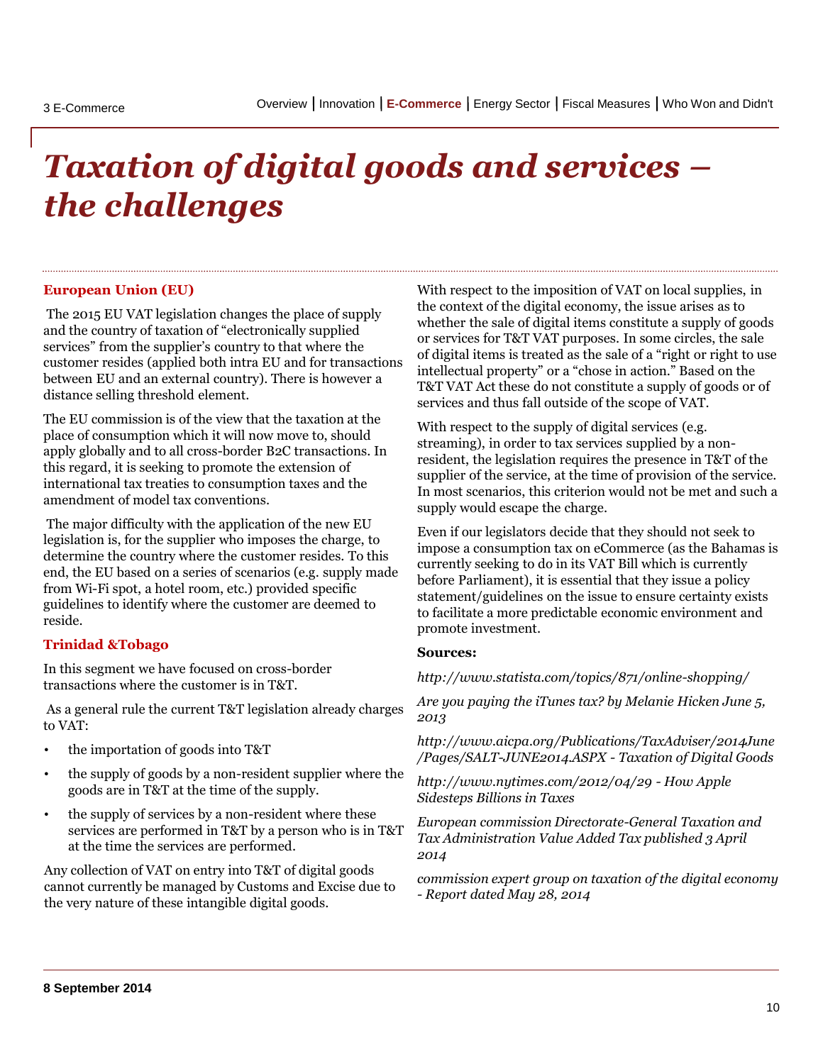# Taxation of digital goods and services – the challenges

### European Union (EU)

The 2015 EU VAT legislation changes the place of supply and the country of taxation of "electronically supplied services" from the supplier's country to that where the customer resides (applied both intra EU and for transactions between EU and an external country). There is however a distance selling threshold element.

The EU commission is of the view that the taxation at the place of consumption which it will now move to, should apply globally and to all cross-border B2C transactions. In this regard, it is seeking to promote the extension of international tax treaties to consumption taxes and the amendment of model tax conventions.

The major difficulty with the application of the new EU legislation is, for the supplier who imposes the charge, to determine the country where the customer resides. To this end, the EU based on a series of scenarios (e.g. supply made from Wi-Fi spot, a hotel room, etc.) provided specific guidelines to identify where the customer are deemed to reside.

### Trinidad &Tobago

In this segment we have focused on cross-border transactions where the customer is in T&T.

As a general rule the current T&T legislation already charges to VAT:

- the importation of goods into T&T
- the supply of goods by a non-resident supplier where the goods are in T&T at the time of the supply.
- the supply of services by a non-resident where these services are performed in T&T by a person who is in T&T at the time the services are performed.

Any collection of VAT on entry into T&T of digital goods cannot currently be managed by Customs and Excise due to the very nature of these intangible digital goods.

With respect to the imposition of VAT on local supplies, in the context of the digital economy, the issue arises as to whether the sale of digital items constitute a supply of goods or services for T&T VAT purposes. In some circles, the sale of digital items is treated as the sale of a "right or right to use intellectual property" or a "chose in action." Based on the T&T VAT Act these do not constitute a supply of goods or of services and thus fall outside of the scope of VAT.

With respect to the supply of digital services (e.g. streaming), in order to tax services supplied by a non-resident, the legislation requires the presence in T&T of the supplier of the service, at the time of provision of the service. In most scenarios, this criterion would not be met and such a supply would escape the charge.

Even if our legislators decide that they should not seek to impose a consumption tax on eCommerce (as the Bahamas is currently seeking to do in its VAT Bill which is currently before Parliament), it is essential that they issue a policy statement/guidelines on the issue to ensure certainty exists to facilitate a more predictable economic environment and promote investment.

**Sources:**

*http://www.statista.com/topics/871/online-shopping/*

*Are you paying the iTunes tax? by Melanie Hicken June 5, 2013*

*http://www.aicpa.org/Publications/TaxAdviser/2014June/Pages/SALT-JUNE2014.ASPX - Taxation of Digital Goods*

*http://www.nytimes.com/2012/04/29 - How Apple Sidesteps Billions in Taxes*

*European commission Directorate-General Taxation and Tax Administration Value Added Tax published 3 April 2014*

*commission expert group on taxation of the digital economy - Report dated May 28, 2014*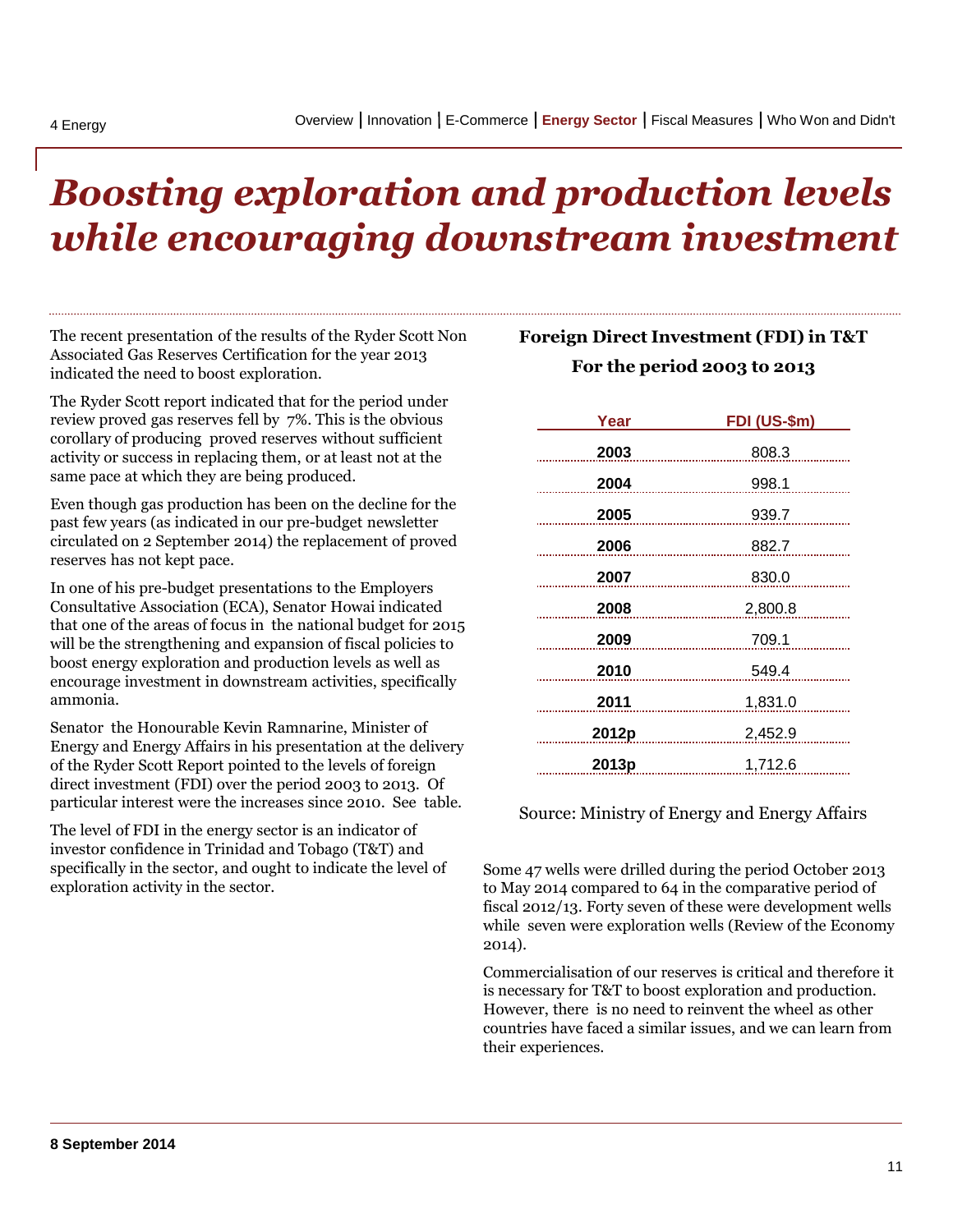# *Boosting exploration and production levels while encouraging downstream investment*

The recent presentation of the results of the Ryder Scott Non Associated Gas Reserves Certification for the year 2013 indicated the need to boost exploration.

The Ryder Scott report indicated that for the period under review proved gas reserves fell by 7%. This is the obvious corollary of producing proved reserves without sufficient activity or success in replacing them, or at least not at the same pace at which they are being produced.

Even though gas production has been on the decline for the past few years (as indicated in our pre-budget newsletter circulated on 2 September 2014) the replacement of proved reserves has not kept pace.

In one of his pre-budget presentations to the Employers Consultative Association (ECA), Senator Howai indicated that one of the areas of focus in the national budget for 2015 will be the strengthening and expansion of fiscal policies to boost energy exploration and production levels as well as encourage investment in downstream activities, specifically ammonia.

Senator the Honourable Kevin Ramnarine, Minister of Energy and Energy Affairs in his presentation at the delivery of the Ryder Scott Report pointed to the levels of foreign direct investment (FDI) over the period 2003 to 2013. Of particular interest were the increases since 2010. See table.

The level of FDI in the energy sector is an indicator of investor confidence in Trinidad and Tobago (T&T) and specifically in the sector, and ought to indicate the level of exploration activity in the sector.

**Foreign Direct Investment (FDI) in T&T**

**For the period 2003 to 2013**

| Year | FDI (US-$m) |
|---|---|
| **2003** | 808.3 |
| **2004** | 998.1 |
| **2005** | 939.7 |
| **2006** | 882.7 |
| **2007** | 830.0 |
| **2008** | 2,800.8 |
| **2009** | 709.1 |
| **2010** | 549.4 |
| **2011** | 1,831.0 |
| **2012p** | 2,452.9 |
| **2013p** | 1,712.6 |

Source: Ministry of Energy and Energy Affairs

Some 47 wells were drilled during the period October 2013 to May 2014 compared to 64 in the comparative period of fiscal 2012/13. Forty seven of these were development wells while seven were exploration wells (Review of the Economy 2014).

Commercialisation of our reserves is critical and therefore it is necessary for T&T to boost exploration and production. However, there is no need to reinvent the wheel as other countries have faced a similar issues, and we can learn from their experiences.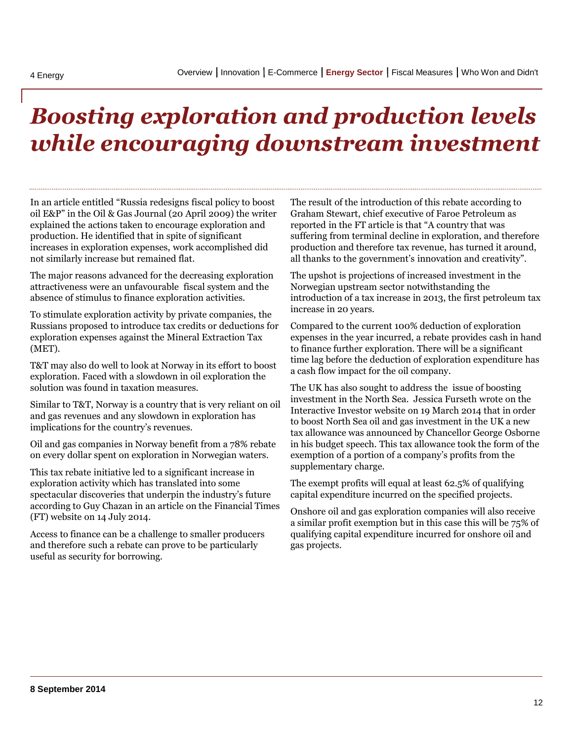# Boosting exploration and production levels while encouraging downstream investment

In an article entitled "Russia redesigns fiscal policy to boost oil E&P" in the Oil & Gas Journal (20 April 2009) the writer explained the actions taken to encourage exploration and production. He identified that in spite of significant increases in exploration expenses, work accomplished did not similarly increase but remained flat.

The major reasons advanced for the decreasing exploration attractiveness were an unfavourable fiscal system and the absence of stimulus to finance exploration activities.

To stimulate exploration activity by private companies, the Russians proposed to introduce tax credits or deductions for exploration expenses against the Mineral Extraction Tax (MET).

T&T may also do well to look at Norway in its effort to boost exploration. Faced with a slowdown in oil exploration the solution was found in taxation measures.

Similar to T&T, Norway is a country that is very reliant on oil and gas revenues and any slowdown in exploration has implications for the country's revenues.

Oil and gas companies in Norway benefit from a 78% rebate on every dollar spent on exploration in Norwegian waters.

This tax rebate initiative led to a significant increase in exploration activity which has translated into some spectacular discoveries that underpin the industry's future according to Guy Chazan in an article on the Financial Times (FT) website on 14 July 2014.

Access to finance can be a challenge to smaller producers and therefore such a rebate can prove to be particularly useful as security for borrowing.

The result of the introduction of this rebate according to Graham Stewart, chief executive of Faroe Petroleum as reported in the FT article is that "A country that was suffering from terminal decline in exploration, and therefore production and therefore tax revenue, has turned it around, all thanks to the government's innovation and creativity".

The upshot is projections of increased investment in the Norwegian upstream sector notwithstanding the introduction of a tax increase in 2013, the first petroleum tax increase in 20 years.

Compared to the current 100% deduction of exploration expenses in the year incurred, a rebate provides cash in hand to finance further exploration. There will be a significant time lag before the deduction of exploration expenditure has a cash flow impact for the oil company.

The UK has also sought to address the issue of boosting investment in the North Sea. Jessica Furseth wrote on the Interactive Investor website on 19 March 2014 that in order to boost North Sea oil and gas investment in the UK a new tax allowance was announced by Chancellor George Osborne in his budget speech. This tax allowance took the form of the exemption of a portion of a company's profits from the supplementary charge.

The exempt profits will equal at least 62.5% of qualifying capital expenditure incurred on the specified projects.

Onshore oil and gas exploration companies will also receive a similar profit exemption but in this case this will be 75% of qualifying capital expenditure incurred for onshore oil and gas projects.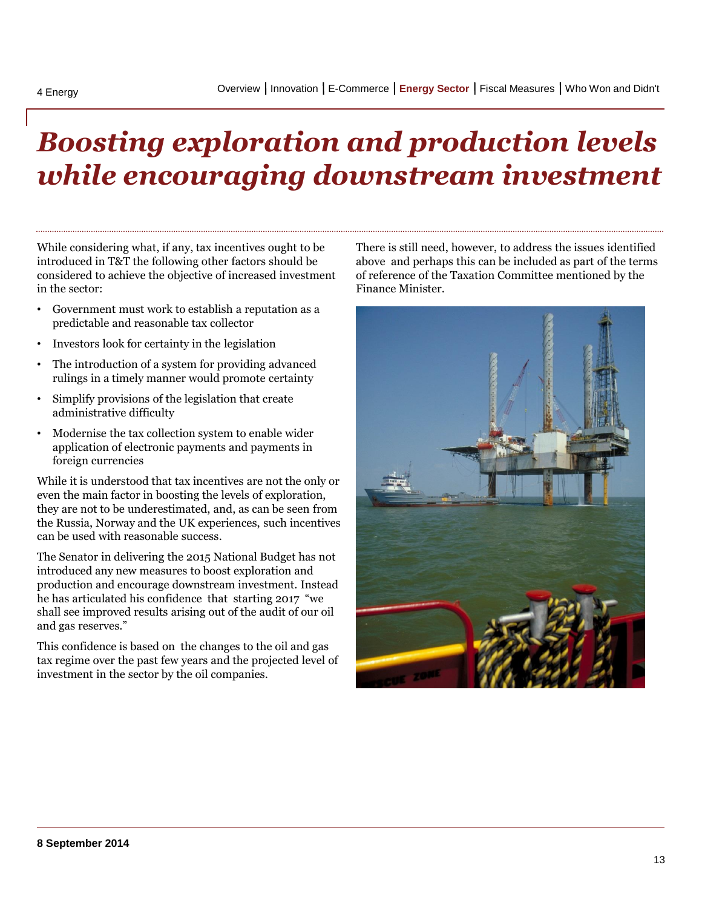# *Boosting exploration and production levels while encouraging downstream investment*

While considering what, if any, tax incentives ought to be introduced in T&T the following other factors should be considered to achieve the objective of increased investment in the sector:

- Government must work to establish a reputation as a predictable and reasonable tax collector
- Investors look for certainty in the legislation
- The introduction of a system for providing advanced rulings in a timely manner would promote certainty
- Simplify provisions of the legislation that create administrative difficulty
- Modernise the tax collection system to enable wider application of electronic payments and payments in foreign currencies

While it is understood that tax incentives are not the only or even the main factor in boosting the levels of exploration, they are not to be underestimated, and, as can be seen from the Russia, Norway and the UK experiences, such incentives can be used with reasonable success.

The Senator in delivering the 2015 National Budget has not introduced any new measures to boost exploration and production and encourage downstream investment. Instead he has articulated his confidence that starting 2017 "we shall see improved results arising out of the audit of our oil and gas reserves."

This confidence is based on the changes to the oil and gas tax regime over the past few years and the projected level of investment in the sector by the oil companies.

There is still need, however, to address the issues identified above and perhaps this can be included as part of the terms of reference of the Taxation Committee mentioned by the Finance Minister.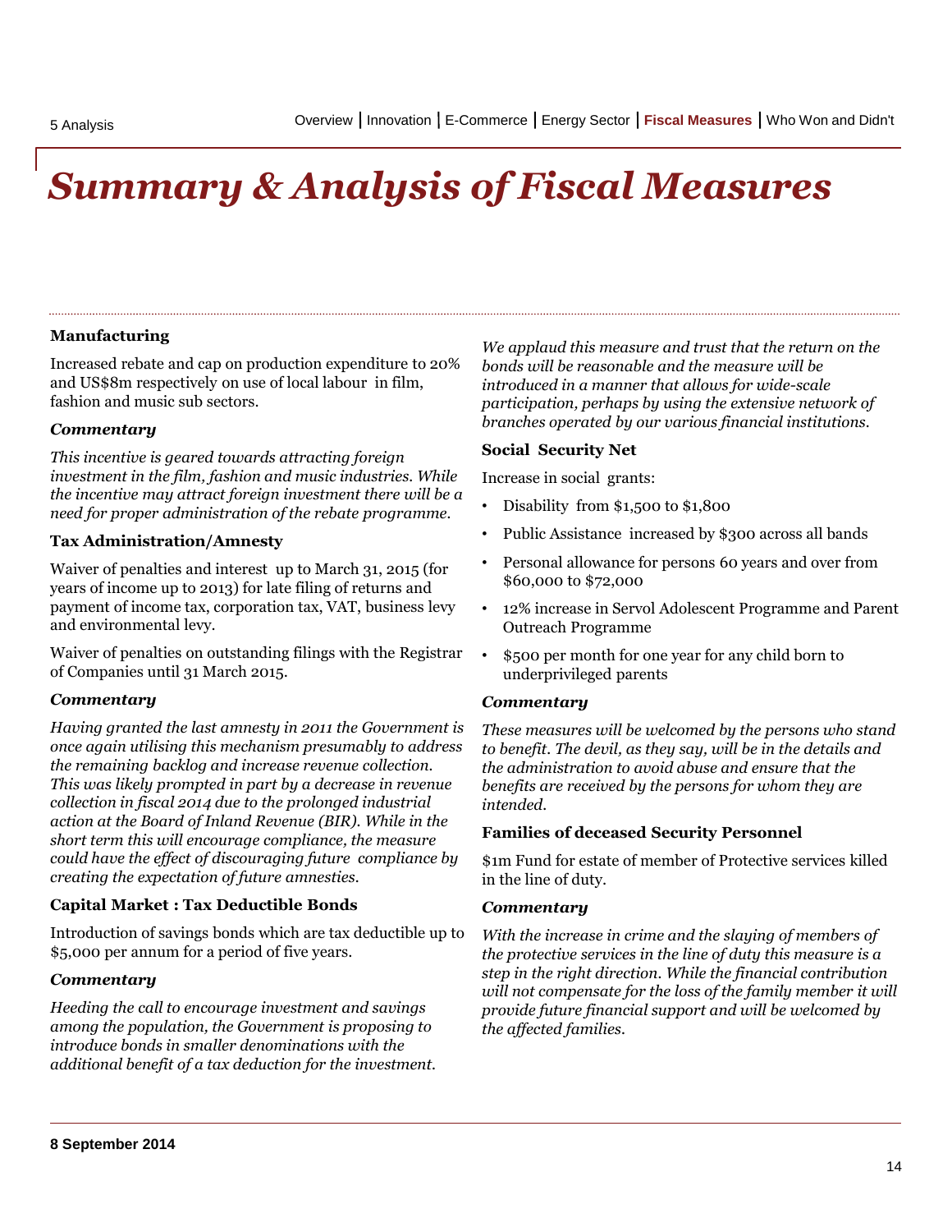# Summary & Analysis of Fiscal Measures

**Manufacturing**

Increased rebate and cap on production expenditure to 20% and US$8m respectively on use of local labour in film, fashion and music sub sectors.

***Commentary***

*This incentive is geared towards attracting foreign investment in the film, fashion and music industries. While the incentive may attract foreign investment there will be a need for proper administration of the rebate programme.*

**Tax Administration/Amnesty**

Waiver of penalties and interest up to March 31, 2015 (for years of income up to 2013) for late filing of returns and payment of income tax, corporation tax, VAT, business levy and environmental levy.

Waiver of penalties on outstanding filings with the Registrar of Companies until 31 March 2015.

***Commentary***

*Having granted the last amnesty in 2011 the Government is once again utilising this mechanism presumably to address the remaining backlog and increase revenue collection. This was likely prompted in part by a decrease in revenue collection in fiscal 2014 due to the prolonged industrial action at the Board of Inland Revenue (BIR). While in the short term this will encourage compliance, the measure could have the effect of discouraging future compliance by creating the expectation of future amnesties.*

**Capital Market : Tax Deductible Bonds**

Introduction of savings bonds which are tax deductible up to $5,000 per annum for a period of five years.

***Commentary***

*Heeding the call to encourage investment and savings among the population, the Government is proposing to introduce bonds in smaller denominations with the additional benefit of a tax deduction for the investment.*

*We applaud this measure and trust that the return on the bonds will be reasonable and the measure will be introduced in a manner that allows for wide-scale participation, perhaps by using the extensive network of branches operated by our various financial institutions.*

**Social Security Net**

Increase in social grants:

- Disability from $1,500 to $1,800
- Public Assistance increased by $300 across all bands
- Personal allowance for persons 60 years and over from $60,000 to $72,000
- 12% increase in Servol Adolescent Programme and Parent Outreach Programme
- $500 per month for one year for any child born to underprivileged parents

***Commentary***

*These measures will be welcomed by the persons who stand to benefit. The devil, as they say, will be in the details and the administration to avoid abuse and ensure that the benefits are received by the persons for whom they are intended.*

**Families of deceased Security Personnel**

$1m Fund for estate of member of Protective services killed in the line of duty.

***Commentary***

*With the increase in crime and the slaying of members of the protective services in the line of duty this measure is a step in the right direction. While the financial contribution will not compensate for the loss of the family member it will provide future financial support and will be welcomed by the affected families.*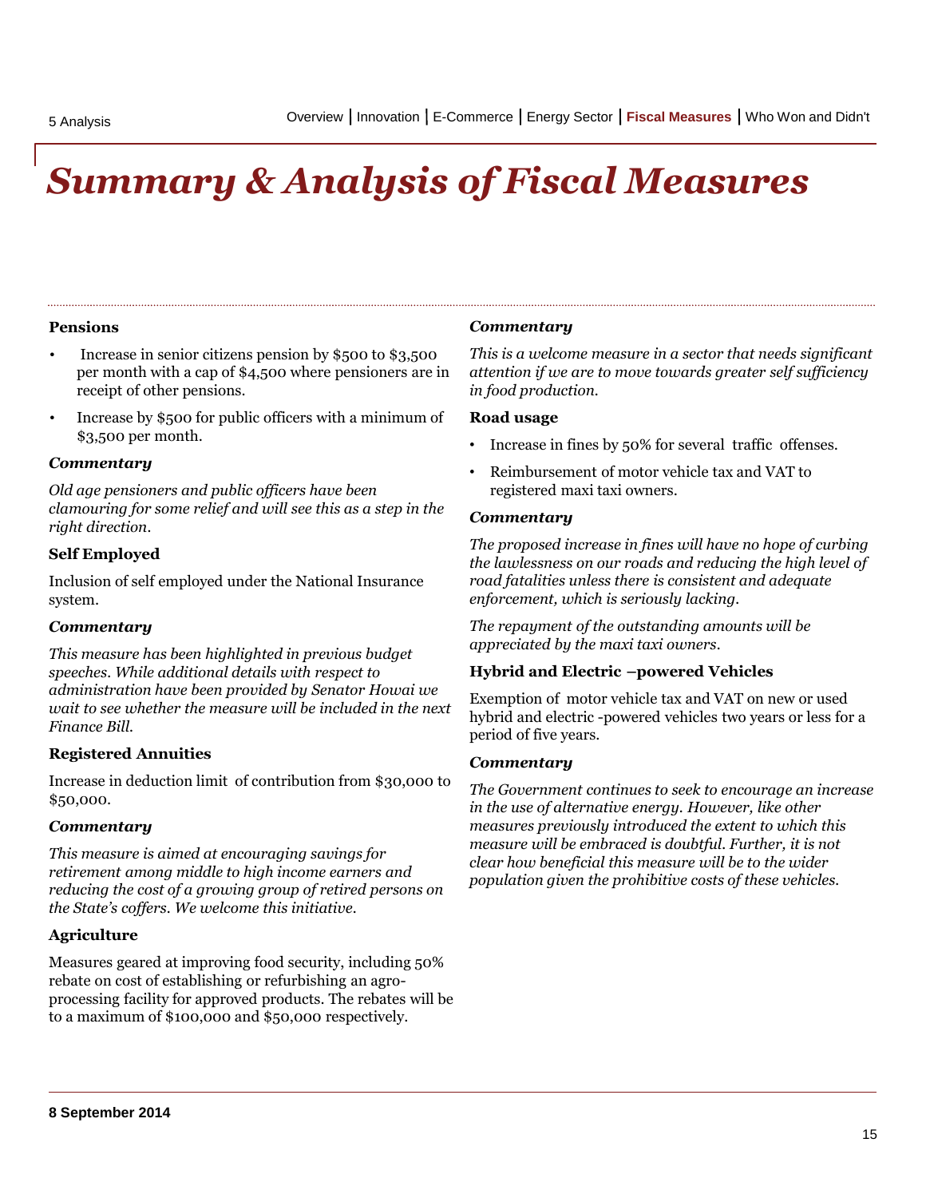# *Summary & Analysis of Fiscal Measures*

**Pensions**

- Increase in senior citizens pension by $500 to $3,500 per month with a cap of $4,500 where pensioners are in receipt of other pensions.
- Increase by $500 for public officers with a minimum of $3,500 per month.

***Commentary***

*Old age pensioners and public officers have been clamouring for some relief and will see this as a step in the right direction.*

**Self Employed**

Inclusion of self employed under the National Insurance system.

***Commentary***

*This measure has been highlighted in previous budget speeches. While additional details with respect to administration have been provided by Senator Howai we wait to see whether the measure will be included in the next Finance Bill.*

**Registered Annuities**

Increase in deduction limit of contribution from $30,000 to $50,000.

***Commentary***

*This measure is aimed at encouraging savings for retirement among middle to high income earners and reducing the cost of a growing group of retired persons on the State's coffers. We welcome this initiative.*

**Agriculture**

Measures geared at improving food security, including 50% rebate on cost of establishing or refurbishing an agro-processing facility for approved products. The rebates will be to a maximum of $100,000 and $50,000 respectively.

***Commentary***

*This is a welcome measure in a sector that needs significant attention if we are to move towards greater self sufficiency in food production.*

**Road usage**

- Increase in fines by 50% for several traffic offenses.
- Reimbursement of motor vehicle tax and VAT to registered maxi taxi owners.

***Commentary***

*The proposed increase in fines will have no hope of curbing the lawlessness on our roads and reducing the high level of road fatalities unless there is consistent and adequate enforcement, which is seriously lacking.*

*The repayment of the outstanding amounts will be appreciated by the maxi taxi owners.*

**Hybrid and Electric –powered Vehicles**

Exemption of motor vehicle tax and VAT on new or used hybrid and electric -powered vehicles two years or less for a period of five years.

***Commentary***

*The Government continues to seek to encourage an increase in the use of alternative energy. However, like other measures previously introduced the extent to which this measure will be embraced is doubtful. Further, it is not clear how beneficial this measure will be to the wider population given the prohibitive costs of these vehicles.*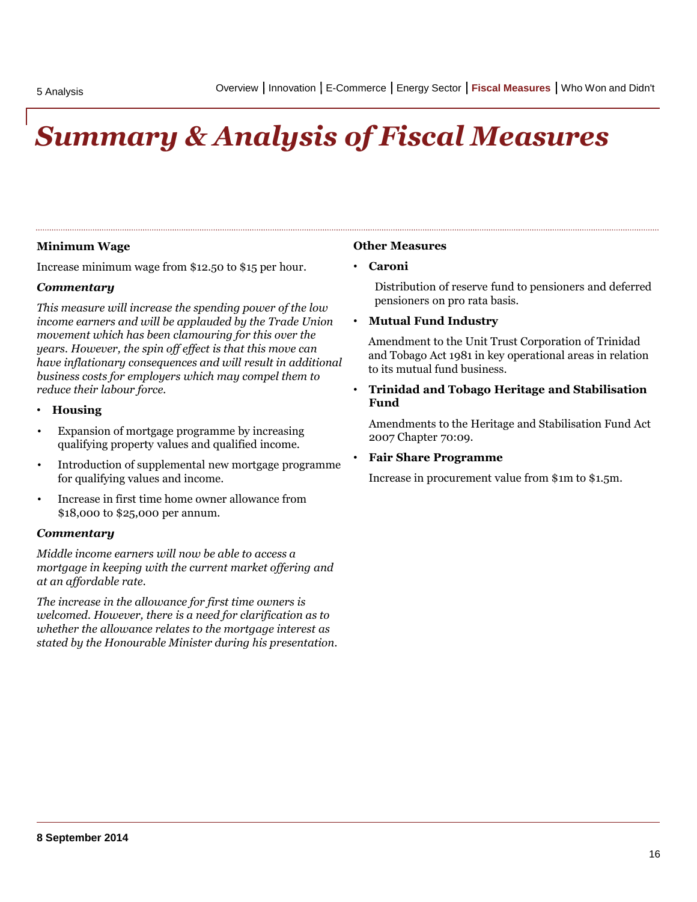# Summary & Analysis of Fiscal Measures

**Minimum Wage**

Increase minimum wage from $12.50 to $15 per hour.

***Commentary***

*This measure will increase the spending power of the low income earners and will be applauded by the Trade Union movement which has been clamouring for this over the years. However, the spin off effect is that this move can have inflationary consequences and will result in additional business costs for employers which may compel them to reduce their labour force.*

- **Housing**
- Expansion of mortgage programme by increasing qualifying property values and qualified income.
- Introduction of supplemental new mortgage programme for qualifying values and income.
- Increase in first time home owner allowance from $18,000 to $25,000 per annum.

***Commentary***

*Middle income earners will now be able to access a mortgage in keeping with the current market offering and at an affordable rate.*

*The increase in the allowance for first time owners is welcomed. However, there is a need for clarification as to whether the allowance relates to the mortgage interest as stated by the Honourable Minister during his presentation.*

**Other Measures**

- **Caroni**

  Distribution of reserve fund to pensioners and deferred pensioners on pro rata basis.

- **Mutual Fund Industry**

  Amendment to the Unit Trust Corporation of Trinidad and Tobago Act 1981 in key operational areas in relation to its mutual fund business.

- **Trinidad and Tobago Heritage and Stabilisation Fund**

  Amendments to the Heritage and Stabilisation Fund Act 2007 Chapter 70:09.

- **Fair Share Programme**

  Increase in procurement value from $1m to $1.5m.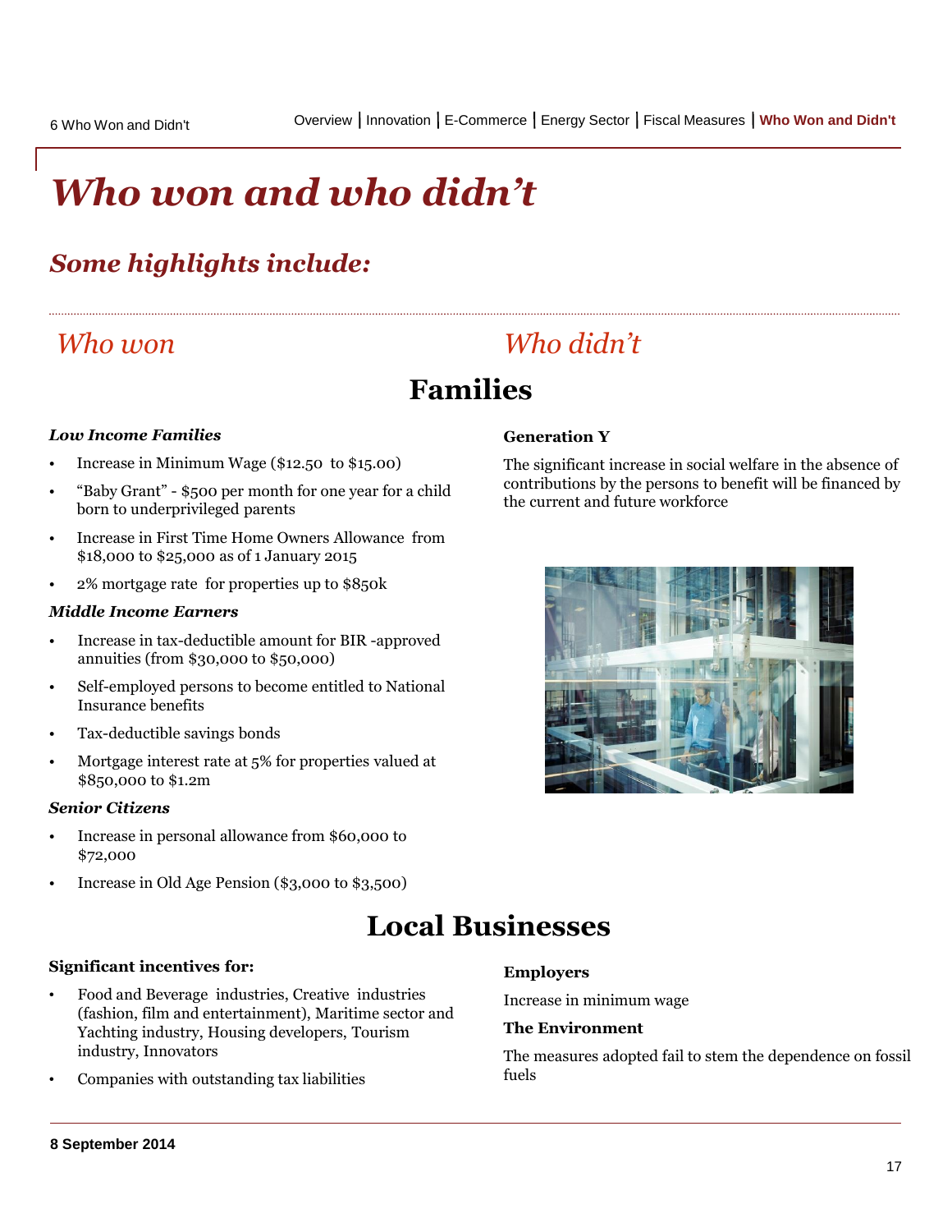# Who won and who didn't

## Some highlights include:

## Who won / Who didn't

### Families

#### Who won

***Low Income Families***

- Increase in Minimum Wage ($12.50 to $15.00)
- "Baby Grant" - $500 per month for one year for a child born to underprivileged parents
- Increase in First Time Home Owners Allowance from $18,000 to $25,000 as of 1 January 2015
- 2% mortgage rate for properties up to $850k

***Middle Income Earners***

- Increase in tax-deductible amount for BIR -approved annuities (from $30,000 to $50,000)
- Self-employed persons to become entitled to National Insurance benefits
- Tax-deductible savings bonds
- Mortgage interest rate at 5% for properties valued at $850,000 to $1.2m

***Senior Citizens***

- Increase in personal allowance from $60,000 to $72,000
- Increase in Old Age Pension ($3,000 to $3,500)

#### Who didn't

**Generation Y**

The significant increase in social welfare in the absence of contributions by the persons to benefit will be financed by the current and future workforce

### Local Businesses

#### Who won

**Significant incentives for:**

- Food and Beverage industries, Creative industries (fashion, film and entertainment), Maritime sector and Yachting industry, Housing developers, Tourism industry, Innovators
- Companies with outstanding tax liabilities

#### Who didn't

**Employers**

Increase in minimum wage

**The Environment**

The measures adopted fail to stem the dependence on fossil fuels

**8 September 2014**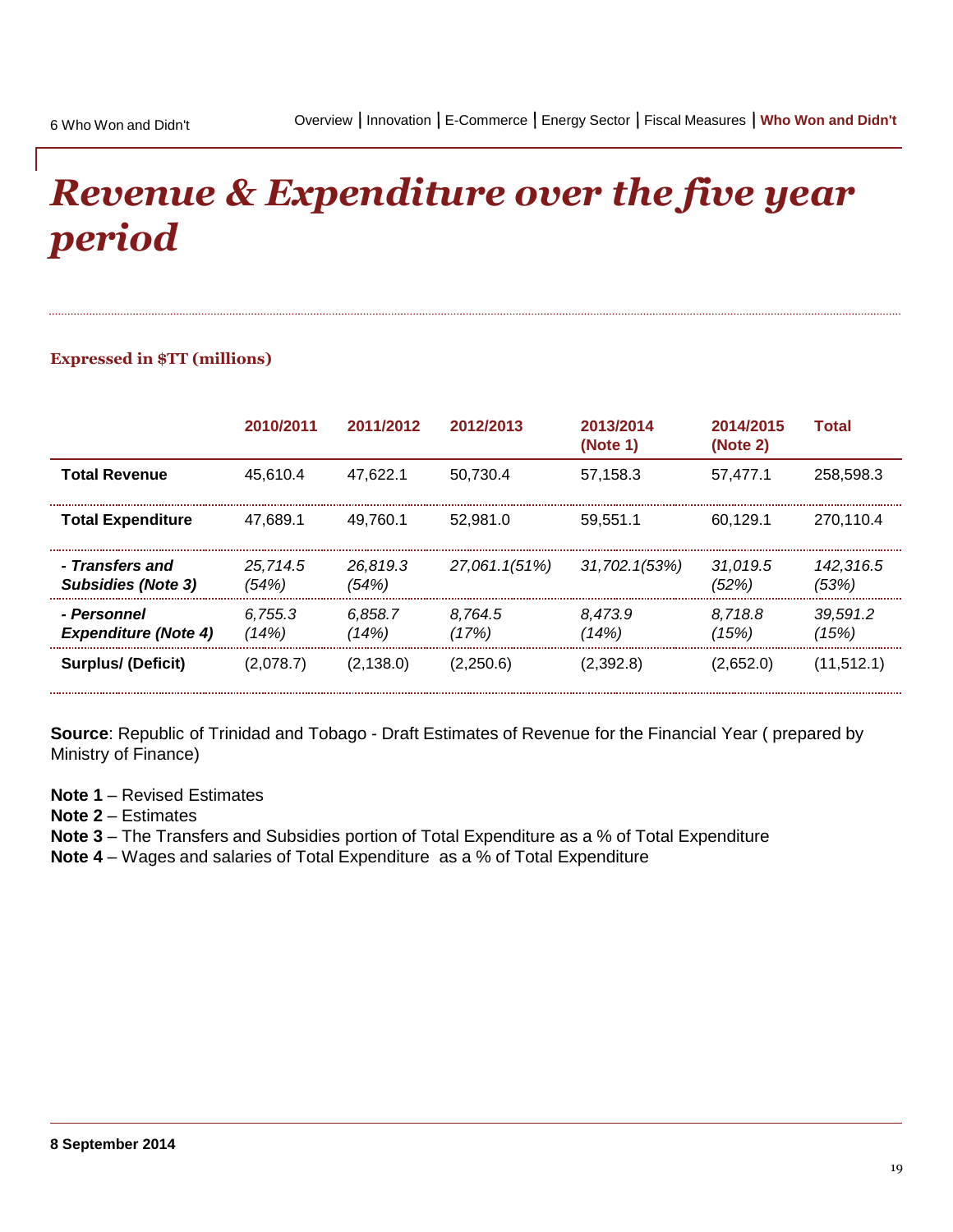# Revenue & Expenditure over the five year period

**Expressed in $TT (millions)**

| | 2010/2011 | 2011/2012 | 2012/2013 | 2013/2014 (Note 1) | 2014/2015 (Note 2) | Total |
|---|---|---|---|---|---|---|
| **Total Revenue** | 45,610.4 | 47,622.1 | 50,730.4 | 57,158.3 | 57,477.1 | 258,598.3 |
| **Total Expenditure** | 47,689.1 | 49,760.1 | 52,981.0 | 59,551.1 | 60,129.1 | 270,110.4 |
| ***- Transfers and Subsidies (Note 3)*** | *25,714.5 (54%)* | *26,819.3 (54%)* | *27,061.1(51%)* | *31,702.1(53%)* | *31,019.5 (52%)* | *142,316.5 (53%)* |
| ***- Personnel Expenditure (Note 4)*** | *6,755.3 (14%)* | *6,858.7 (14%)* | *8,764.5 (17%)* | *8,473.9 (14%)* | *8,718.8 (15%)* | *39,591.2 (15%)* |
| **Surplus/ (Deficit)** | (2,078.7) | (2,138.0) | (2,250.6) | (2,392.8) | (2,652.0) | (11,512.1) |

**Source**: Republic of Trinidad and Tobago - Draft Estimates of Revenue for the Financial Year ( prepared by Ministry of Finance)

**Note 1** – Revised Estimates
**Note 2** – Estimates
**Note 3** – The Transfers and Subsidies portion of Total Expenditure as a % of Total Expenditure
**Note 4** – Wages and salaries of Total Expenditure as a % of Total Expenditure

**8 September 2014**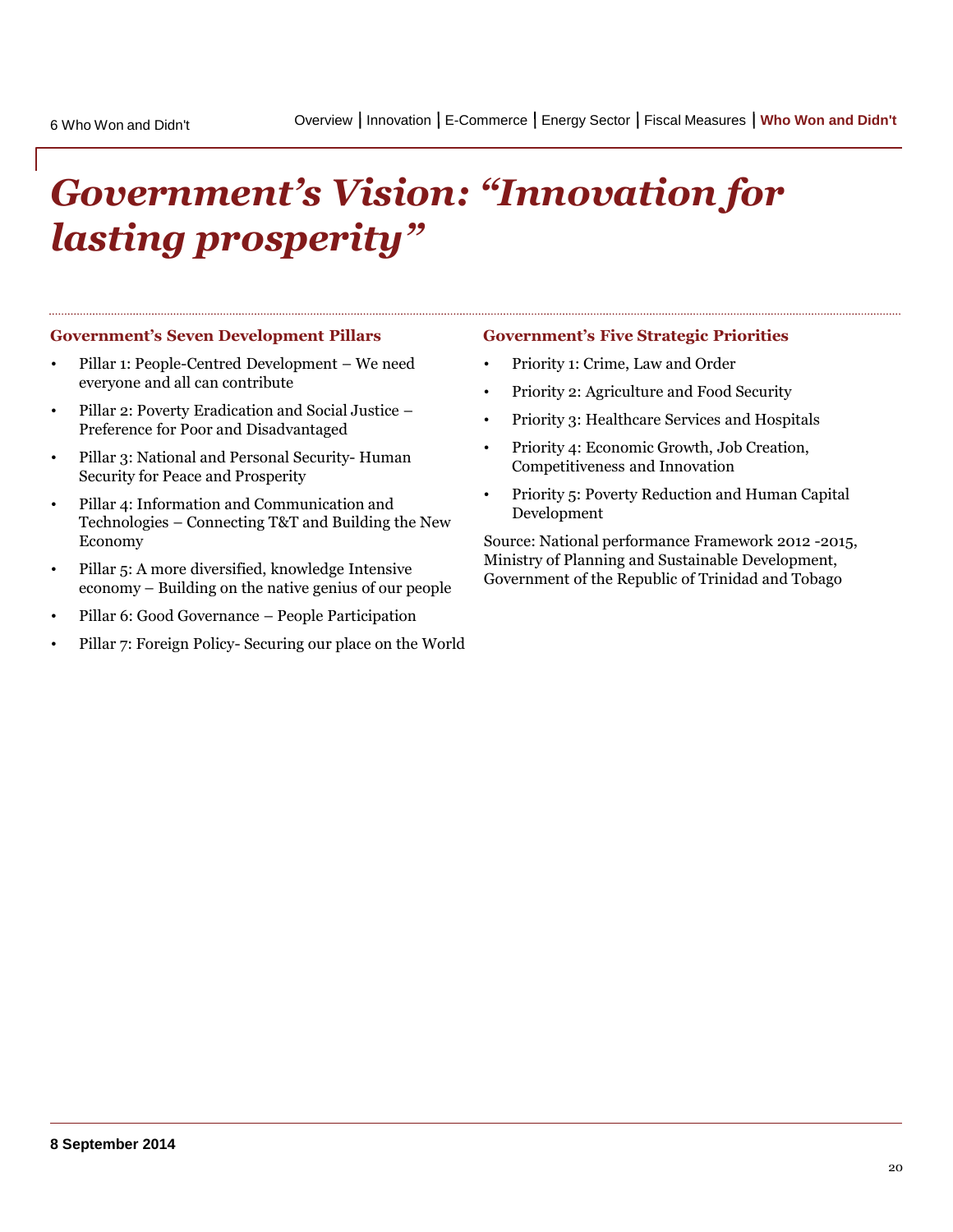# *Government's Vision: "Innovation for lasting prosperity"*

### Government's Seven Development Pillars

- Pillar 1: People-Centred Development – We need everyone and all can contribute
- Pillar 2: Poverty Eradication and Social Justice – Preference for Poor and Disadvantaged
- Pillar 3: National and Personal Security- Human Security for Peace and Prosperity
- Pillar 4: Information and Communication and Technologies – Connecting T&T and Building the New Economy
- Pillar 5: A more diversified, knowledge Intensive economy – Building on the native genius of our people
- Pillar 6: Good Governance – People Participation
- Pillar 7: Foreign Policy- Securing our place on the World

### Government's Five Strategic Priorities

- Priority 1: Crime, Law and Order
- Priority 2: Agriculture and Food Security
- Priority 3: Healthcare Services and Hospitals
- Priority 4: Economic Growth, Job Creation, Competitiveness and Innovation
- Priority 5: Poverty Reduction and Human Capital Development

Source: National performance Framework 2012 -2015, Ministry of Planning and Sustainable Development, Government of the Republic of Trinidad and Tobago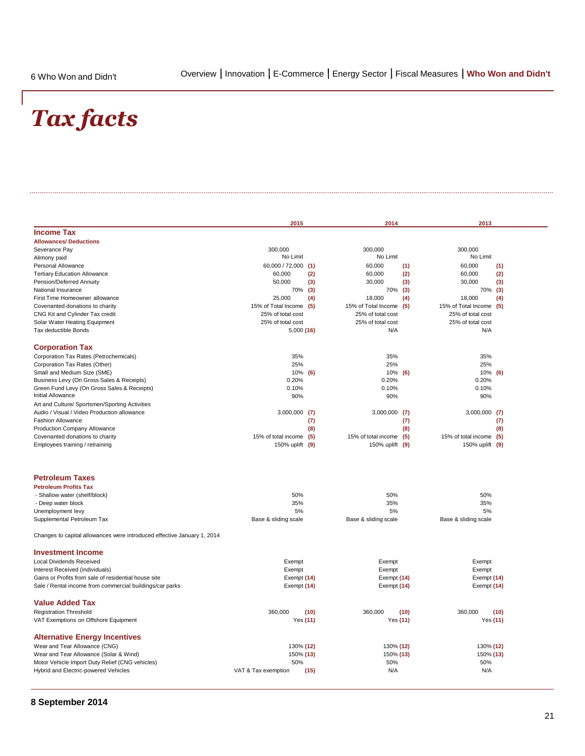# Tax facts

| | 2015 | 2014 | 2013 |
|---|---|---|---|
| **Income Tax** | | | |
| **Allowances/ Deductions** | | | |
| Severance Pay | 300,000 | 300,000 | 300,000 |
| Alimony paid | No Limit | No Limit | No Limit |
| Personal Allowance | 60,000 / 72,000 (1) | 60,000 (1) | 60,000 (1) |
| Tertiary Education Allowance | 60,000 (2) | 60,000 (2) | 60,000 (2) |
| Pension/Deferred Annuity | 50,000 (3) | 30,000 (3) | 30,000 (3) |
| National Insurance | 70% (3) | 70% (3) | 70% (3) |
| First Time Homeowner allowance | 25,000 (4) | 18,000 (4) | 18,000 (4) |
| Covenanted donations to charity | 15% of Total Income (5) | 15% of Total Income (5) | 15% of Total Income (5) |
| CNG Kit and Cylinder Tax credit | 25% of total cost | 25% of total cost | 25% of total cost |
| Solar Water Heating Equipment | 25% of total cost | 25% of total cost | 25% of total cost |
| Tax deductible Bonds | 5,000 (16) | N/A | N/A |
| **Corporation Tax** | | | |
| Corporation Tax Rates (Petrochemicals) | 35% | 35% | 35% |
| Corporation Tax Rates (Other) | 25% | 25% | 25% |
| Small and Medium Size (SME) | 10% (6) | 10% (6) | 10% (6) |
| Business Levy (On Gross Sales & Receipts) | 0.20% | 0.20% | 0.20% |
| Green Fund Levy (On Gross Sales & Receipts) | 0.10% | 0.10% | 0.10% |
| Initial Allowance | 90% | 90% | 90% |
| Art and Culture/ Sportsmen/Sporting Activities | | | |
| Audio / Visual / Video Production allowance | 3,000,000 (7) | 3,000,000 (7) | 3,000,000 (7) |
| Fashion Allowance | (7) | (7) | (7) |
| Production Company Allowance | (8) | (8) | (8) |
| Covenanted donations to charity | 15% of total income (5) | 15% of total income (5) | 15% of total income (5) |
| Employees training / retraining | 150% uplift (9) | 150% uplift (9) | 150% uplift (9) |
| **Petroleum Taxes** | | | |
| **Petroleum Profits Tax** | | | |
| - Shallow water (shelf/block) | 50% | 50% | 50% |
| - Deep water block | 35% | 35% | 35% |
| Unemployment levy | 5% | 5% | 5% |
| Supplemental Petroleum Tax | Base & sliding scale | Base & sliding scale | Base & sliding scale |

Changes to capital allowances were introduced effective January 1, 2014

| | 2015 | 2014 | 2013 |
|---|---|---|---|
| **Investment Income** | | | |
| Local Dividends Received | Exempt | Exempt | Exempt |
| Interest Received (individuals) | Exempt | Exempt | Exempt |
| Gains or Profits from sale of residential house site | Exempt (14) | Exempt (14) | Exempt (14) |
| Sale / Rental income from commercial buildings/car parks | Exempt (14) | Exempt (14) | Exempt (14) |
| **Value Added Tax** | | | |
| Registration Threshold | 360,000 (10) | 360,000 (10) | 360,000 (10) |
| VAT Exemptions on Offshore Equipment | Yes (11) | Yes (11) | Yes (11) |
| **Alternative Energy Incentives** | | | |
| Wear and Tear Allowance (CNG) | 130% (12) | 130% (12) | 130% (12) |
| Wear and Tear Allowance (Solar & Wind) | 150% (13) | 150% (13) | 150% (13) |
| Motor Vehicle Import Duty Relief (CNG vehicles) | 50% | 50% | 50% |
| Hybrid and Electric-powered Vehicles | VAT & Tax exemption (15) | N/A | N/A |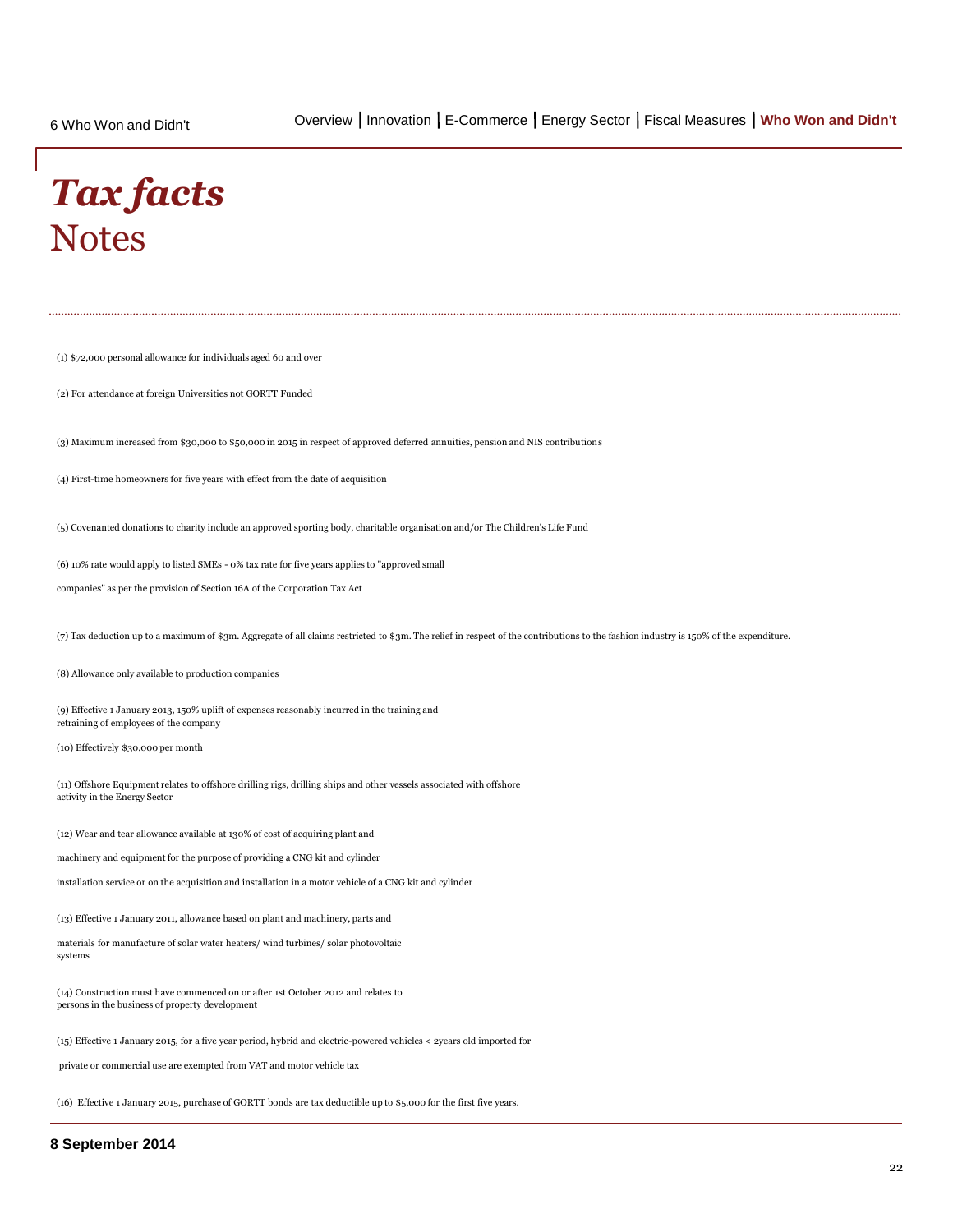# *Tax facts*
# Notes

(1) $72,000 personal allowance for individuals aged 60 and over

(2) For attendance at foreign Universities not GORTT Funded

(3) Maximum increased from $30,000 to $50,000 in 2015 in respect of approved deferred annuities, pension and NIS contributions

(4) First-time homeowners for five years with effect from the date of acquisition

(5) Covenanted donations to charity include an approved sporting body, charitable organisation and/or The Children's Life Fund

(6) 10% rate would apply to listed SMEs - 0% tax rate for five years applies to "approved small companies" as per the provision of Section 16A of the Corporation Tax Act

(7) Tax deduction up to a maximum of $3m. Aggregate of all claims restricted to $3m. The relief in respect of the contributions to the fashion industry is 150% of the expenditure.

(8) Allowance only available to production companies

(9) Effective 1 January 2013, 150% uplift of expenses reasonably incurred in the training and retraining of employees of the company

(10) Effectively $30,000 per month

(11) Offshore Equipment relates to offshore drilling rigs, drilling ships and other vessels associated with offshore activity in the Energy Sector

(12) Wear and tear allowance available at 130% of cost of acquiring plant and machinery and equipment for the purpose of providing a CNG kit and cylinder installation service or on the acquisition and installation in a motor vehicle of a CNG kit and cylinder

(13) Effective 1 January 2011, allowance based on plant and machinery, parts and materials for manufacture of solar water heaters/ wind turbines/ solar photovoltaic systems

(14) Construction must have commenced on or after 1st October 2012 and relates to persons in the business of property development

(15) Effective 1 January 2015, for a five year period, hybrid and electric-powered vehicles < 2years old imported for private or commercial use are exempted from VAT and motor vehicle tax

(16) Effective 1 January 2015, purchase of GORTT bonds are tax deductible up to $5,000 for the first five years.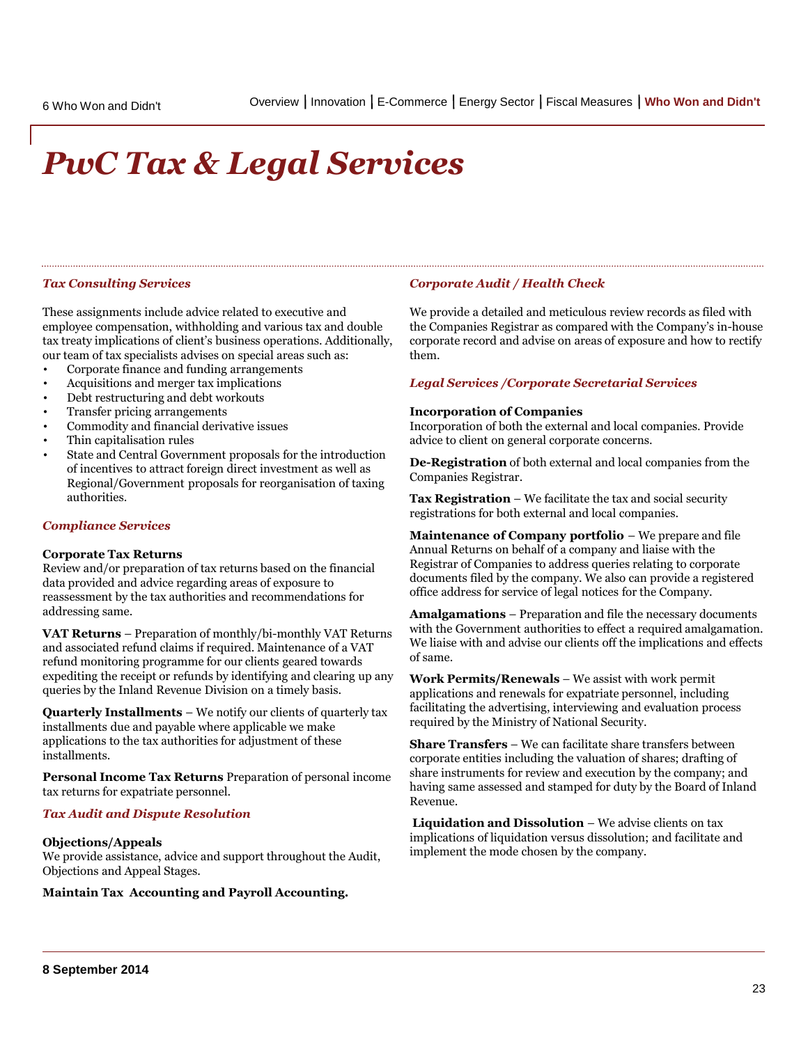# PwC Tax & Legal Services

### *Tax Consulting Services*

These assignments include advice related to executive and employee compensation, withholding and various tax and double tax treaty implications of client's business operations. Additionally, our team of tax specialists advises on special areas such as:

- Corporate finance and funding arrangements
- Acquisitions and merger tax implications
- Debt restructuring and debt workouts
- Transfer pricing arrangements
- Commodity and financial derivative issues
- Thin capitalisation rules
- State and Central Government proposals for the introduction of incentives to attract foreign direct investment as well as Regional/Government proposals for reorganisation of taxing authorities.

### *Compliance Services*

**Corporate Tax Returns**
Review and/or preparation of tax returns based on the financial data provided and advice regarding areas of exposure to reassessment by the tax authorities and recommendations for addressing same.

**VAT Returns** – Preparation of monthly/bi-monthly VAT Returns and associated refund claims if required. Maintenance of a VAT refund monitoring programme for our clients geared towards expediting the receipt or refunds by identifying and clearing up any queries by the Inland Revenue Division on a timely basis.

**Quarterly Installments** – We notify our clients of quarterly tax installments due and payable where applicable we make applications to the tax authorities for adjustment of these installments.

**Personal Income Tax Returns** Preparation of personal income tax returns for expatriate personnel.

### *Tax Audit and Dispute Resolution*

**Objections/Appeals**
We provide assistance, advice and support throughout the Audit, Objections and Appeal Stages.

**Maintain Tax Accounting and Payroll Accounting.**

### *Corporate Audit / Health Check*

We provide a detailed and meticulous review records as filed with the Companies Registrar as compared with the Company's in-house corporate record and advise on areas of exposure and how to rectify them.

### *Legal Services /Corporate Secretarial Services*

**Incorporation of Companies**
Incorporation of both the external and local companies. Provide advice to client on general corporate concerns.

**De-Registration** of both external and local companies from the Companies Registrar.

**Tax Registration** – We facilitate the tax and social security registrations for both external and local companies.

**Maintenance of Company portfolio** – We prepare and file Annual Returns on behalf of a company and liaise with the Registrar of Companies to address queries relating to corporate documents filed by the company. We also can provide a registered office address for service of legal notices for the Company.

**Amalgamations** – Preparation and file the necessary documents with the Government authorities to effect a required amalgamation. We liaise with and advise our clients off the implications and effects of same.

**Work Permits/Renewals** – We assist with work permit applications and renewals for expatriate personnel, including facilitating the advertising, interviewing and evaluation process required by the Ministry of National Security.

**Share Transfers** – We can facilitate share transfers between corporate entities including the valuation of shares; drafting of share instruments for review and execution by the company; and having same assessed and stamped for duty by the Board of Inland Revenue.

**Liquidation and Dissolution** – We advise clients on tax implications of liquidation versus dissolution; and facilitate and implement the mode chosen by the company.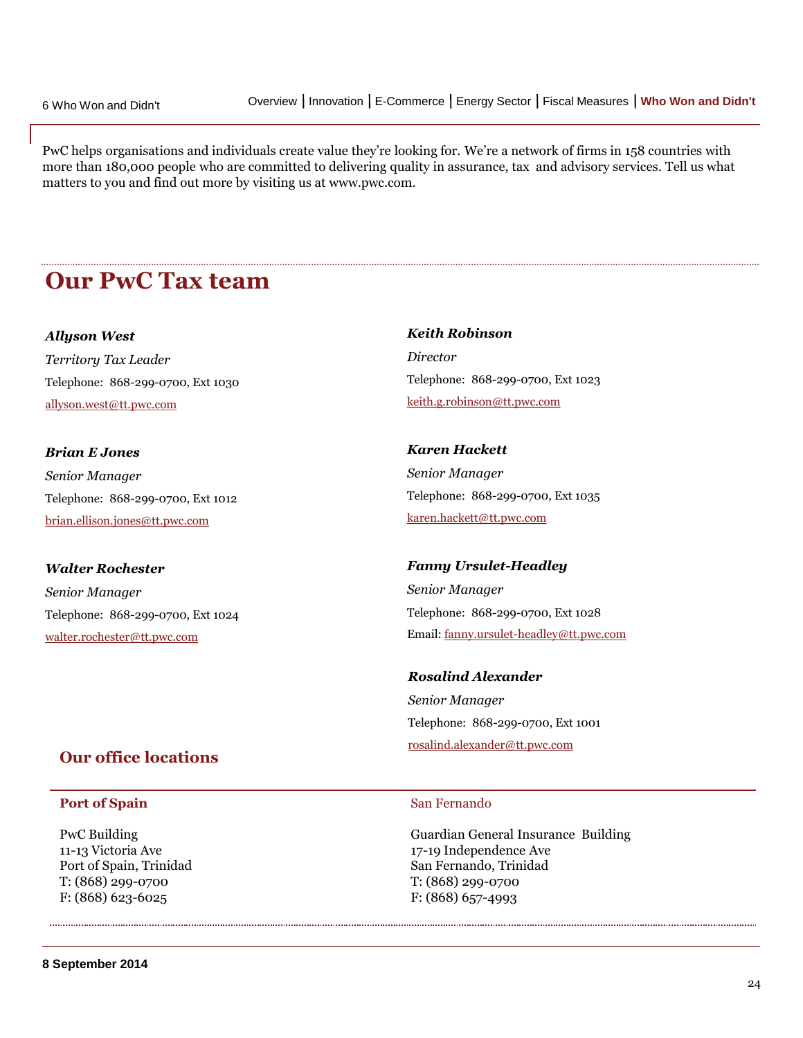PwC helps organisations and individuals create value they're looking for. We're a network of firms in 158 countries with more than 180,000 people who are committed to delivering quality in assurance, tax and advisory services. Tell us what matters to you and find out more by visiting us at www.pwc.com.

# Our PwC Tax team

***Allyson West***

*Territory Tax Leader*

Telephone: 868-299-0700, Ext 1030

allyson.west@tt.pwc.com

***Brian E Jones***

*Senior Manager*

Telephone: 868-299-0700, Ext 1012

brian.ellison.jones@tt.pwc.com

***Walter Rochester***

*Senior Manager*

Telephone: 868-299-0700, Ext 1024

walter.rochester@tt.pwc.com

***Keith Robinson***

*Director*

Telephone: 868-299-0700, Ext 1023

keith.g.robinson@tt.pwc.com

***Karen Hackett***

*Senior Manager*

Telephone: 868-299-0700, Ext 1035

karen.hackett@tt.pwc.com

***Fanny Ursulet-Headley***

*Senior Manager*

Telephone: 868-299-0700, Ext 1028

Email: fanny.ursulet-headley@tt.pwc.com

***Rosalind Alexander***

*Senior Manager*

Telephone: 868-299-0700, Ext 1001

rosalind.alexander@tt.pwc.com

## Our office locations

### Port of Spain

PwC Building
11-13 Victoria Ave
Port of Spain, Trinidad
T: (868) 299-0700
F: (868) 623-6025

### San Fernando

Guardian General Insurance Building
17-19 Independence Ave
San Fernando, Trinidad
T: (868) 299-0700
F: (868) 657-4993

8 September 2014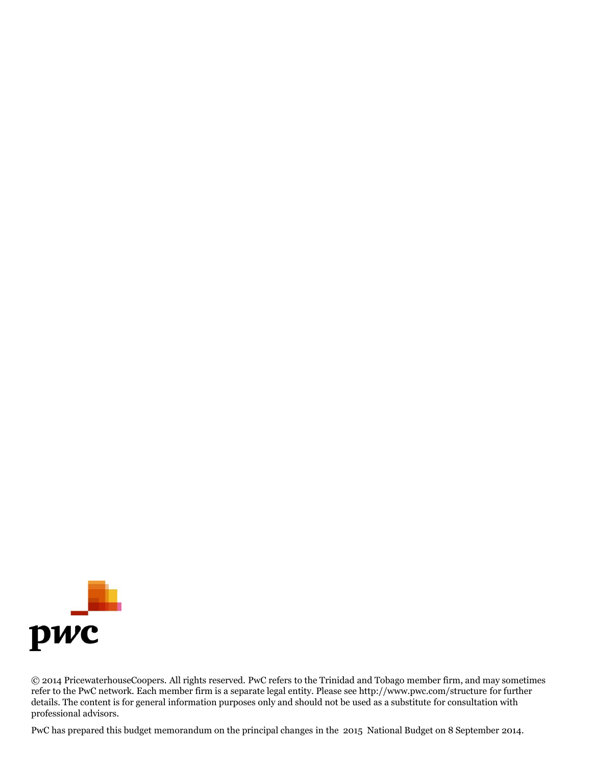pwc

© 2014 PricewaterhouseCoopers. All rights reserved. PwC refers to the Trinidad and Tobago member firm, and may sometimes refer to the PwC network. Each member firm is a separate legal entity. Please see http://www.pwc.com/structure for further details. The content is for general information purposes only and should not be used as a substitute for consultation with professional advisors.

PwC has prepared this budget memorandum on the principal changes in the 2015 National Budget on 8 September 2014.